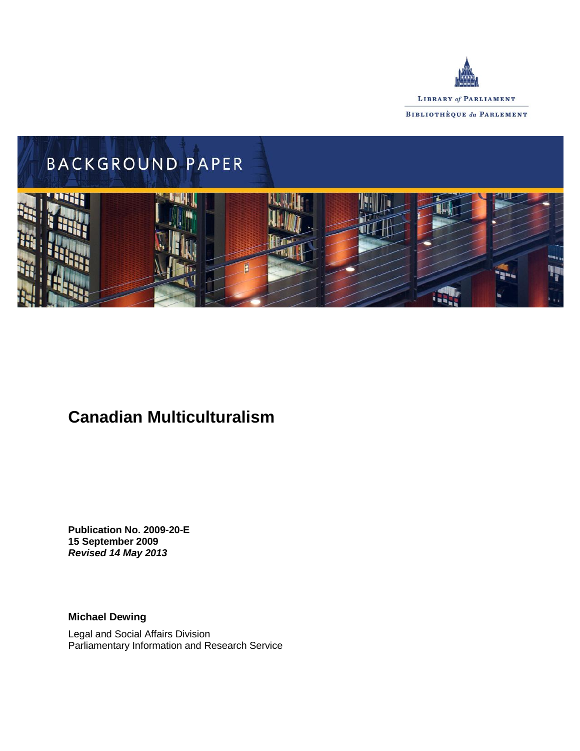LIBRARY *of* PARLIAMENT

BIBLIOTHÈQUE *du* PARLEMENT

BACKGROUND PAPER

# Canadian Multiculturalism

**Publication No. 2009-20-E**
**15 September 2009**
***Revised 14 May 2013***

**Michael Dewing**

Legal and Social Affairs Division
Parliamentary Information and Research Service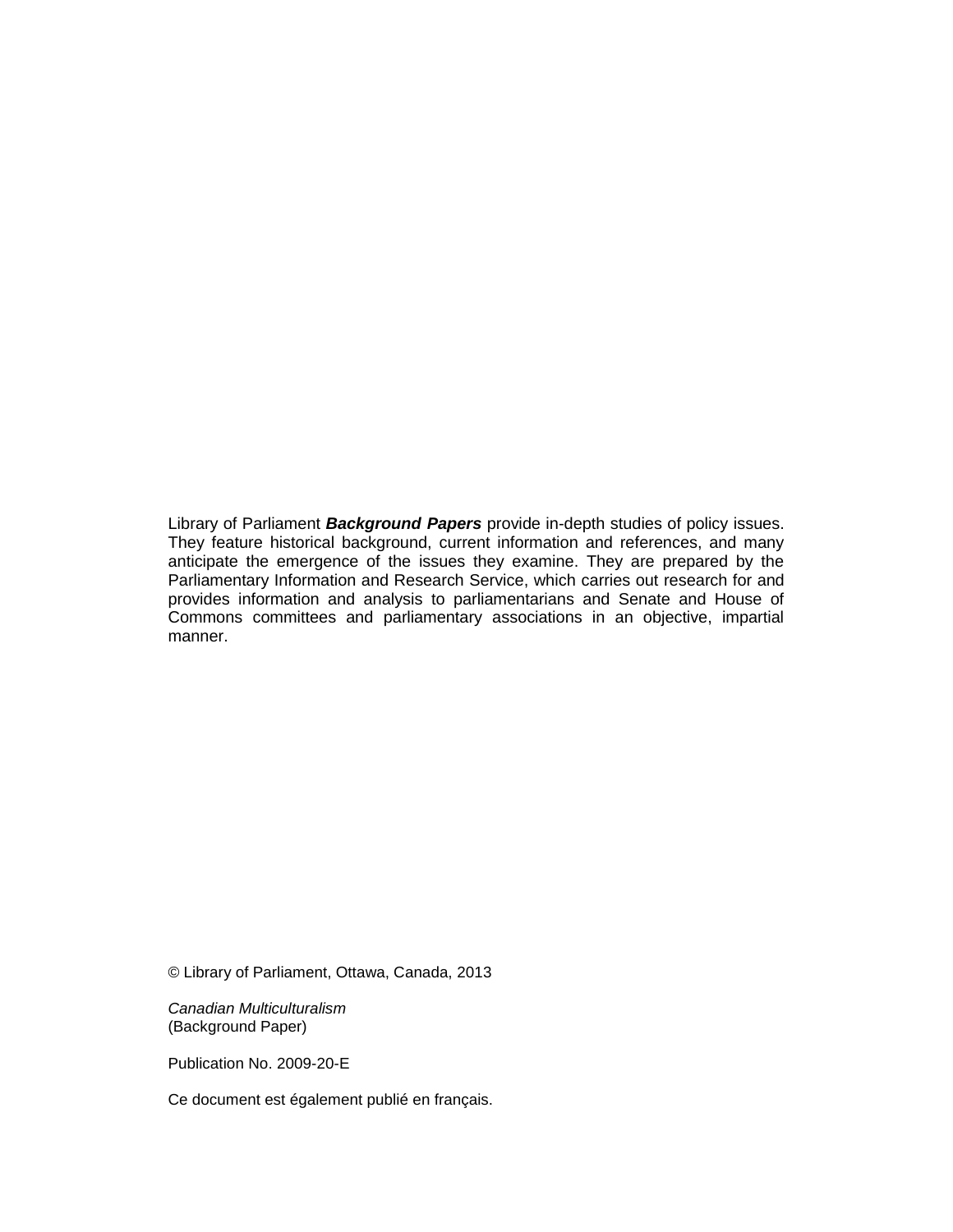Library of Parliament ***Background Papers*** provide in-depth studies of policy issues. They feature historical background, current information and references, and many anticipate the emergence of the issues they examine. They are prepared by the Parliamentary Information and Research Service, which carries out research for and provides information and analysis to parliamentarians and Senate and House of Commons committees and parliamentary associations in an objective, impartial manner.

© Library of Parliament, Ottawa, Canada, 2013

*Canadian Multiculturalism*
(Background Paper)

Publication No. 2009-20-E

Ce document est également publié en français.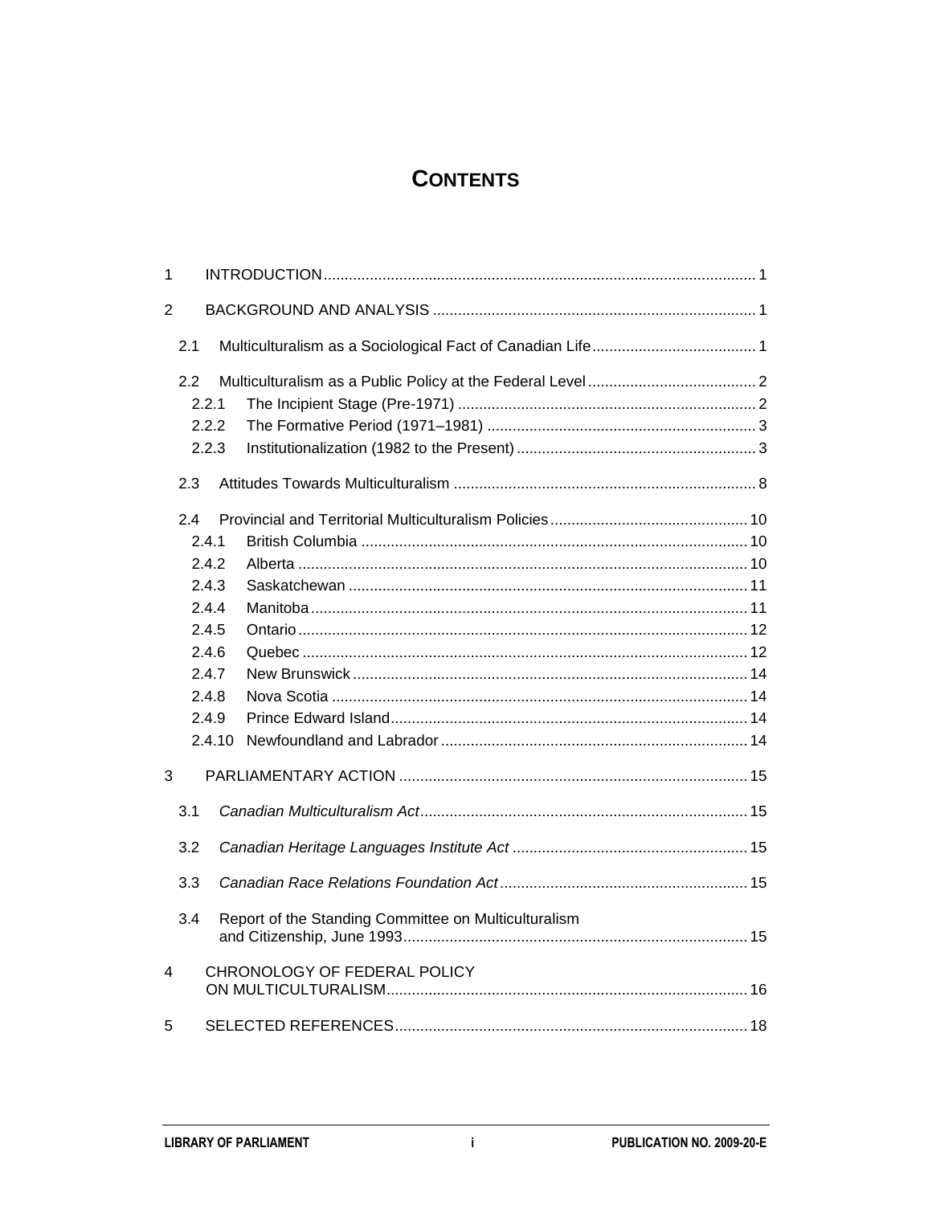# CONTENTS

1 INTRODUCTION ..... 1

2 BACKGROUND AND ANALYSIS ..... 1

2.1 Multiculturalism as a Sociological Fact of Canadian Life ..... 1

2.2 Multiculturalism as a Public Policy at the Federal Level ..... 2
- 2.2.1 The Incipient Stage (Pre-1971) ..... 2
- 2.2.2 The Formative Period (1971–1981) ..... 3
- 2.2.3 Institutionalization (1982 to the Present) ..... 3

2.3 Attitudes Towards Multiculturalism ..... 8

2.4 Provincial and Territorial Multiculturalism Policies ..... 10
- 2.4.1 British Columbia ..... 10
- 2.4.2 Alberta ..... 10
- 2.4.3 Saskatchewan ..... 11
- 2.4.4 Manitoba ..... 11
- 2.4.5 Ontario ..... 12
- 2.4.6 Quebec ..... 12
- 2.4.7 New Brunswick ..... 14
- 2.4.8 Nova Scotia ..... 14
- 2.4.9 Prince Edward Island ..... 14
- 2.4.10 Newfoundland and Labrador ..... 14

3 PARLIAMENTARY ACTION ..... 15

3.1 *Canadian Multiculturalism Act* ..... 15

3.2 *Canadian Heritage Languages Institute Act* ..... 15

3.3 *Canadian Race Relations Foundation Act* ..... 15

3.4 Report of the Standing Committee on Multiculturalism and Citizenship, June 1993 ..... 15

4 CHRONOLOGY OF FEDERAL POLICY ON MULTICULTURALISM ..... 16

5 SELECTED REFERENCES ..... 18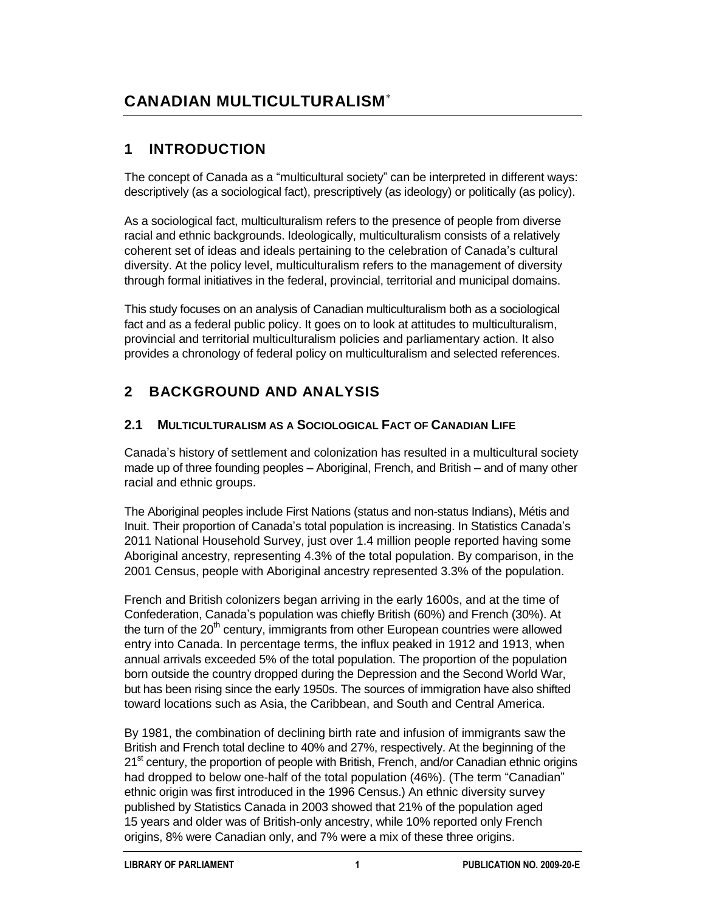# CANADIAN MULTICULTURALISM[*]

## 1 INTRODUCTION

The concept of Canada as a "multicultural society" can be interpreted in different ways: descriptively (as a sociological fact), prescriptively (as ideology) or politically (as policy).

As a sociological fact, multiculturalism refers to the presence of people from diverse racial and ethnic backgrounds. Ideologically, multiculturalism consists of a relatively coherent set of ideas and ideals pertaining to the celebration of Canada's cultural diversity. At the policy level, multiculturalism refers to the management of diversity through formal initiatives in the federal, provincial, territorial and municipal domains.

This study focuses on an analysis of Canadian multiculturalism both as a sociological fact and as a federal public policy. It goes on to look at attitudes to multiculturalism, provincial and territorial multiculturalism policies and parliamentary action. It also provides a chronology of federal policy on multiculturalism and selected references.

## 2 BACKGROUND AND ANALYSIS

### 2.1 MULTICULTURALISM AS A SOCIOLOGICAL FACT OF CANADIAN LIFE

Canada's history of settlement and colonization has resulted in a multicultural society made up of three founding peoples – Aboriginal, French, and British – and of many other racial and ethnic groups.

The Aboriginal peoples include First Nations (status and non-status Indians), Métis and Inuit. Their proportion of Canada's total population is increasing. In Statistics Canada's 2011 National Household Survey, just over 1.4 million people reported having some Aboriginal ancestry, representing 4.3% of the total population. By comparison, in the 2001 Census, people with Aboriginal ancestry represented 3.3% of the population.

French and British colonizers began arriving in the early 1600s, and at the time of Confederation, Canada's population was chiefly British (60%) and French (30%). At the turn of the 20th century, immigrants from other European countries were allowed entry into Canada. In percentage terms, the influx peaked in 1912 and 1913, when annual arrivals exceeded 5% of the total population. The proportion of the population born outside the country dropped during the Depression and the Second World War, but has been rising since the early 1950s. The sources of immigration have also shifted toward locations such as Asia, the Caribbean, and South and Central America.

By 1981, the combination of declining birth rate and infusion of immigrants saw the British and French total decline to 40% and 27%, respectively. At the beginning of the 21st century, the proportion of people with British, French, and/or Canadian ethnic origins had dropped to below one-half of the total population (46%). (The term "Canadian" ethnic origin was first introduced in the 1996 Census.) An ethnic diversity survey published by Statistics Canada in 2003 showed that 21% of the population aged 15 years and older was of British-only ancestry, while 10% reported only French origins, 8% were Canadian only, and 7% were a mix of these three origins.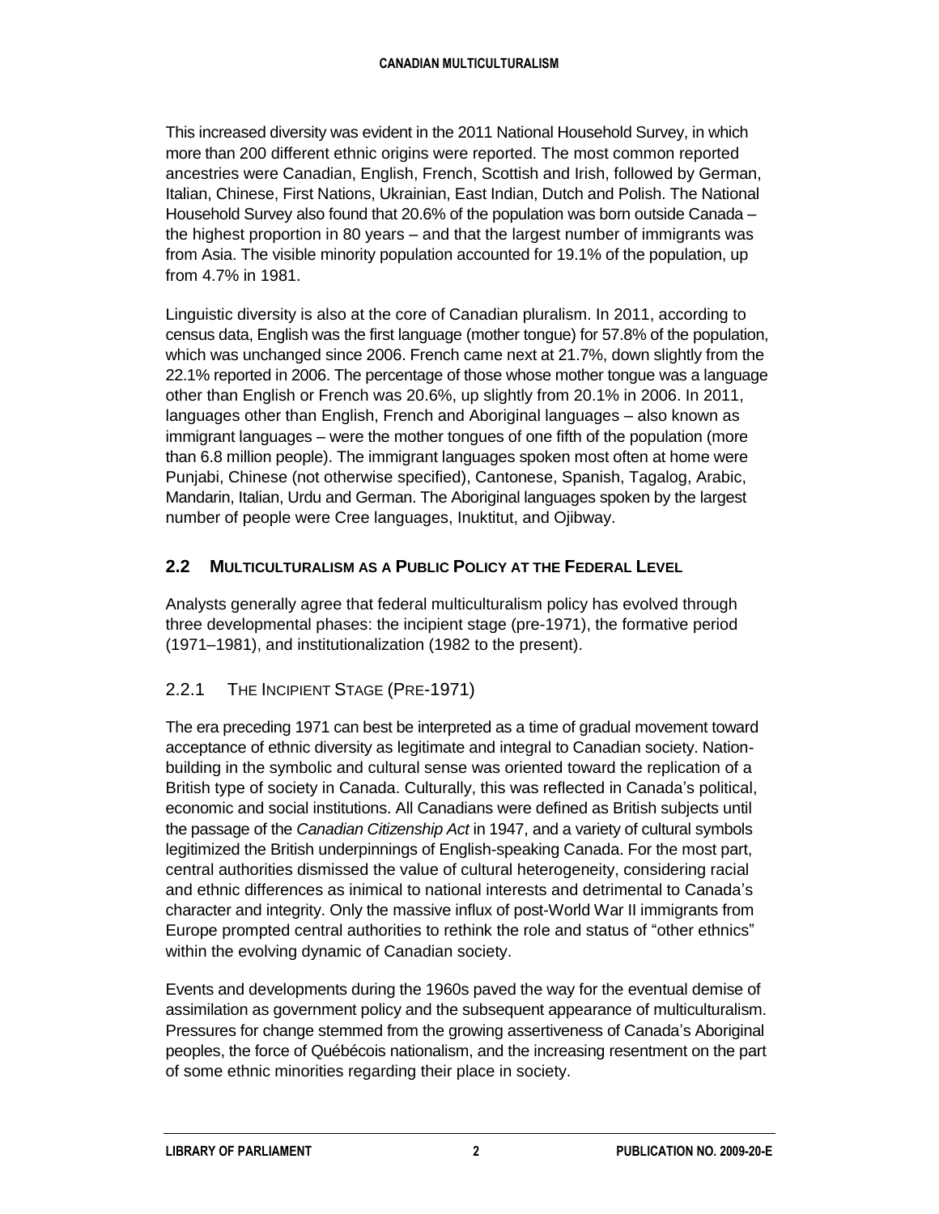This increased diversity was evident in the 2011 National Household Survey, in which more than 200 different ethnic origins were reported. The most common reported ancestries were Canadian, English, French, Scottish and Irish, followed by German, Italian, Chinese, First Nations, Ukrainian, East Indian, Dutch and Polish. The National Household Survey also found that 20.6% of the population was born outside Canada – the highest proportion in 80 years – and that the largest number of immigrants was from Asia. The visible minority population accounted for 19.1% of the population, up from 4.7% in 1981.

Linguistic diversity is also at the core of Canadian pluralism. In 2011, according to census data, English was the first language (mother tongue) for 57.8% of the population, which was unchanged since 2006. French came next at 21.7%, down slightly from the 22.1% reported in 2006. The percentage of those whose mother tongue was a language other than English or French was 20.6%, up slightly from 20.1% in 2006. In 2011, languages other than English, French and Aboriginal languages – also known as immigrant languages – were the mother tongues of one fifth of the population (more than 6.8 million people). The immigrant languages spoken most often at home were Punjabi, Chinese (not otherwise specified), Cantonese, Spanish, Tagalog, Arabic, Mandarin, Italian, Urdu and German. The Aboriginal languages spoken by the largest number of people were Cree languages, Inuktitut, and Ojibway.

## 2.2 Multiculturalism as a Public Policy at the Federal Level

Analysts generally agree that federal multiculturalism policy has evolved through three developmental phases: the incipient stage (pre-1971), the formative period (1971–1981), and institutionalization (1982 to the present).

### 2.2.1 The Incipient Stage (Pre-1971)

The era preceding 1971 can best be interpreted as a time of gradual movement toward acceptance of ethnic diversity as legitimate and integral to Canadian society. Nation-building in the symbolic and cultural sense was oriented toward the replication of a British type of society in Canada. Culturally, this was reflected in Canada's political, economic and social institutions. All Canadians were defined as British subjects until the passage of the *Canadian Citizenship Act* in 1947, and a variety of cultural symbols legitimized the British underpinnings of English-speaking Canada. For the most part, central authorities dismissed the value of cultural heterogeneity, considering racial and ethnic differences as inimical to national interests and detrimental to Canada's character and integrity. Only the massive influx of post-World War II immigrants from Europe prompted central authorities to rethink the role and status of "other ethnics" within the evolving dynamic of Canadian society.

Events and developments during the 1960s paved the way for the eventual demise of assimilation as government policy and the subsequent appearance of multiculturalism. Pressures for change stemmed from the growing assertiveness of Canada's Aboriginal peoples, the force of Québécois nationalism, and the increasing resentment on the part of some ethnic minorities regarding their place in society.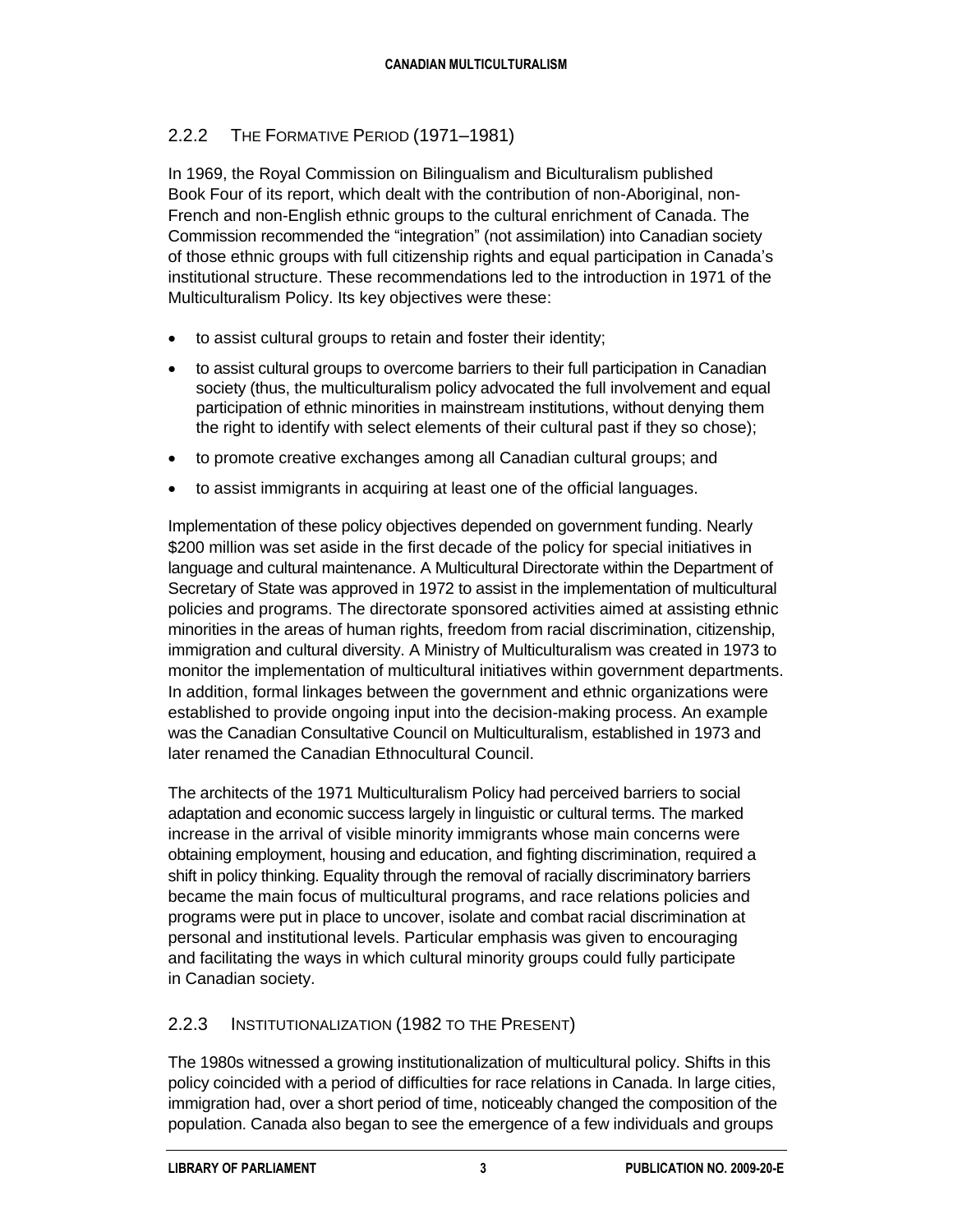### 2.2.2 The Formative Period (1971–1981)

In 1969, the Royal Commission on Bilingualism and Biculturalism published Book Four of its report, which dealt with the contribution of non-Aboriginal, non-French and non-English ethnic groups to the cultural enrichment of Canada. The Commission recommended the "integration" (not assimilation) into Canadian society of those ethnic groups with full citizenship rights and equal participation in Canada's institutional structure. These recommendations led to the introduction in 1971 of the Multiculturalism Policy. Its key objectives were these:

- to assist cultural groups to retain and foster their identity;
- to assist cultural groups to overcome barriers to their full participation in Canadian society (thus, the multiculturalism policy advocated the full involvement and equal participation of ethnic minorities in mainstream institutions, without denying them the right to identify with select elements of their cultural past if they so chose);
- to promote creative exchanges among all Canadian cultural groups; and
- to assist immigrants in acquiring at least one of the official languages.

Implementation of these policy objectives depended on government funding. Nearly $200 million was set aside in the first decade of the policy for special initiatives in language and cultural maintenance. A Multicultural Directorate within the Department of Secretary of State was approved in 1972 to assist in the implementation of multicultural policies and programs. The directorate sponsored activities aimed at assisting ethnic minorities in the areas of human rights, freedom from racial discrimination, citizenship, immigration and cultural diversity. A Ministry of Multiculturalism was created in 1973 to monitor the implementation of multicultural initiatives within government departments. In addition, formal linkages between the government and ethnic organizations were established to provide ongoing input into the decision-making process. An example was the Canadian Consultative Council on Multiculturalism, established in 1973 and later renamed the Canadian Ethnocultural Council.

The architects of the 1971 Multiculturalism Policy had perceived barriers to social adaptation and economic success largely in linguistic or cultural terms. The marked increase in the arrival of visible minority immigrants whose main concerns were obtaining employment, housing and education, and fighting discrimination, required a shift in policy thinking. Equality through the removal of racially discriminatory barriers became the main focus of multicultural programs, and race relations policies and programs were put in place to uncover, isolate and combat racial discrimination at personal and institutional levels. Particular emphasis was given to encouraging and facilitating the ways in which cultural minority groups could fully participate in Canadian society.

### 2.2.3 Institutionalization (1982 to the Present)

The 1980s witnessed a growing institutionalization of multicultural policy. Shifts in this policy coincided with a period of difficulties for race relations in Canada. In large cities, immigration had, over a short period of time, noticeably changed the composition of the population. Canada also began to see the emergence of a few individuals and groups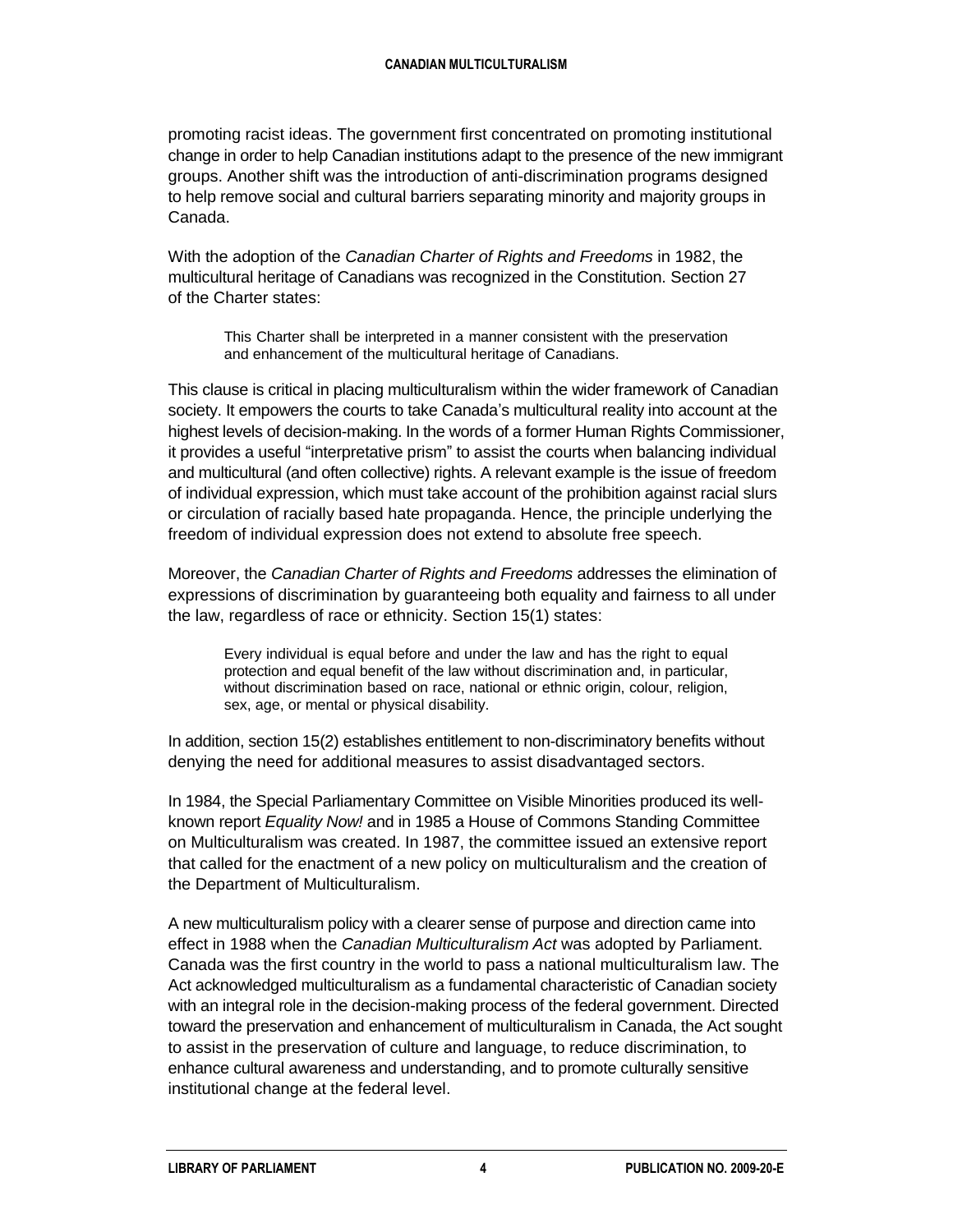promoting racist ideas. The government first concentrated on promoting institutional change in order to help Canadian institutions adapt to the presence of the new immigrant groups. Another shift was the introduction of anti-discrimination programs designed to help remove social and cultural barriers separating minority and majority groups in Canada.

With the adoption of the *Canadian Charter of Rights and Freedoms* in 1982, the multicultural heritage of Canadians was recognized in the Constitution. Section 27 of the Charter states:

> This Charter shall be interpreted in a manner consistent with the preservation and enhancement of the multicultural heritage of Canadians.

This clause is critical in placing multiculturalism within the wider framework of Canadian society. It empowers the courts to take Canada's multicultural reality into account at the highest levels of decision-making. In the words of a former Human Rights Commissioner, it provides a useful "interpretative prism" to assist the courts when balancing individual and multicultural (and often collective) rights. A relevant example is the issue of freedom of individual expression, which must take account of the prohibition against racial slurs or circulation of racially based hate propaganda. Hence, the principle underlying the freedom of individual expression does not extend to absolute free speech.

Moreover, the *Canadian Charter of Rights and Freedoms* addresses the elimination of expressions of discrimination by guaranteeing both equality and fairness to all under the law, regardless of race or ethnicity. Section 15(1) states:

> Every individual is equal before and under the law and has the right to equal protection and equal benefit of the law without discrimination and, in particular, without discrimination based on race, national or ethnic origin, colour, religion, sex, age, or mental or physical disability.

In addition, section 15(2) establishes entitlement to non-discriminatory benefits without denying the need for additional measures to assist disadvantaged sectors.

In 1984, the Special Parliamentary Committee on Visible Minorities produced its well-known report *Equality Now!* and in 1985 a House of Commons Standing Committee on Multiculturalism was created. In 1987, the committee issued an extensive report that called for the enactment of a new policy on multiculturalism and the creation of the Department of Multiculturalism.

A new multiculturalism policy with a clearer sense of purpose and direction came into effect in 1988 when the *Canadian Multiculturalism Act* was adopted by Parliament. Canada was the first country in the world to pass a national multiculturalism law. The Act acknowledged multiculturalism as a fundamental characteristic of Canadian society with an integral role in the decision-making process of the federal government. Directed toward the preservation and enhancement of multiculturalism in Canada, the Act sought to assist in the preservation of culture and language, to reduce discrimination, to enhance cultural awareness and understanding, and to promote culturally sensitive institutional change at the federal level.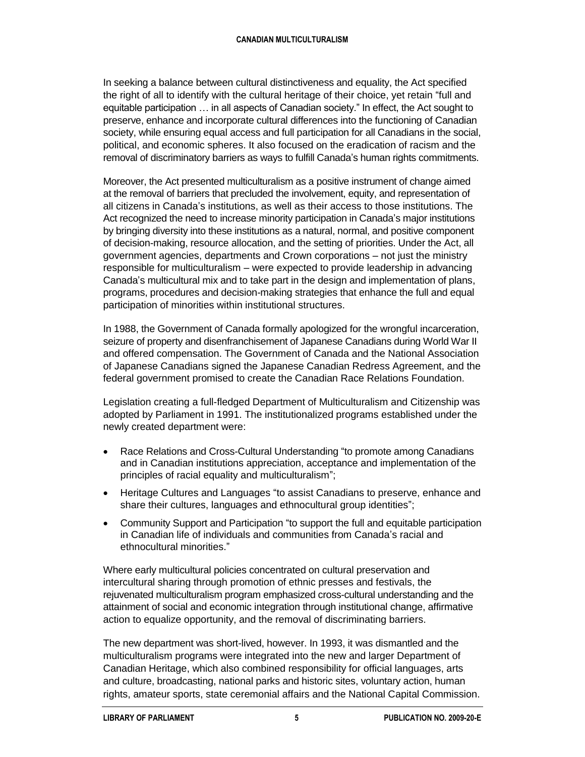In seeking a balance between cultural distinctiveness and equality, the Act specified the right of all to identify with the cultural heritage of their choice, yet retain "full and equitable participation … in all aspects of Canadian society." In effect, the Act sought to preserve, enhance and incorporate cultural differences into the functioning of Canadian society, while ensuring equal access and full participation for all Canadians in the social, political, and economic spheres. It also focused on the eradication of racism and the removal of discriminatory barriers as ways to fulfill Canada's human rights commitments.

Moreover, the Act presented multiculturalism as a positive instrument of change aimed at the removal of barriers that precluded the involvement, equity, and representation of all citizens in Canada's institutions, as well as their access to those institutions. The Act recognized the need to increase minority participation in Canada's major institutions by bringing diversity into these institutions as a natural, normal, and positive component of decision-making, resource allocation, and the setting of priorities. Under the Act, all government agencies, departments and Crown corporations – not just the ministry responsible for multiculturalism – were expected to provide leadership in advancing Canada's multicultural mix and to take part in the design and implementation of plans, programs, procedures and decision-making strategies that enhance the full and equal participation of minorities within institutional structures.

In 1988, the Government of Canada formally apologized for the wrongful incarceration, seizure of property and disenfranchisement of Japanese Canadians during World War II and offered compensation. The Government of Canada and the National Association of Japanese Canadians signed the Japanese Canadian Redress Agreement, and the federal government promised to create the Canadian Race Relations Foundation.

Legislation creating a full-fledged Department of Multiculturalism and Citizenship was adopted by Parliament in 1991. The institutionalized programs established under the newly created department were:

- Race Relations and Cross-Cultural Understanding "to promote among Canadians and in Canadian institutions appreciation, acceptance and implementation of the principles of racial equality and multiculturalism";
- Heritage Cultures and Languages "to assist Canadians to preserve, enhance and share their cultures, languages and ethnocultural group identities";
- Community Support and Participation "to support the full and equitable participation in Canadian life of individuals and communities from Canada's racial and ethnocultural minorities."

Where early multicultural policies concentrated on cultural preservation and intercultural sharing through promotion of ethnic presses and festivals, the rejuvenated multiculturalism program emphasized cross-cultural understanding and the attainment of social and economic integration through institutional change, affirmative action to equalize opportunity, and the removal of discriminating barriers.

The new department was short-lived, however. In 1993, it was dismantled and the multiculturalism programs were integrated into the new and larger Department of Canadian Heritage, which also combined responsibility for official languages, arts and culture, broadcasting, national parks and historic sites, voluntary action, human rights, amateur sports, state ceremonial affairs and the National Capital Commission.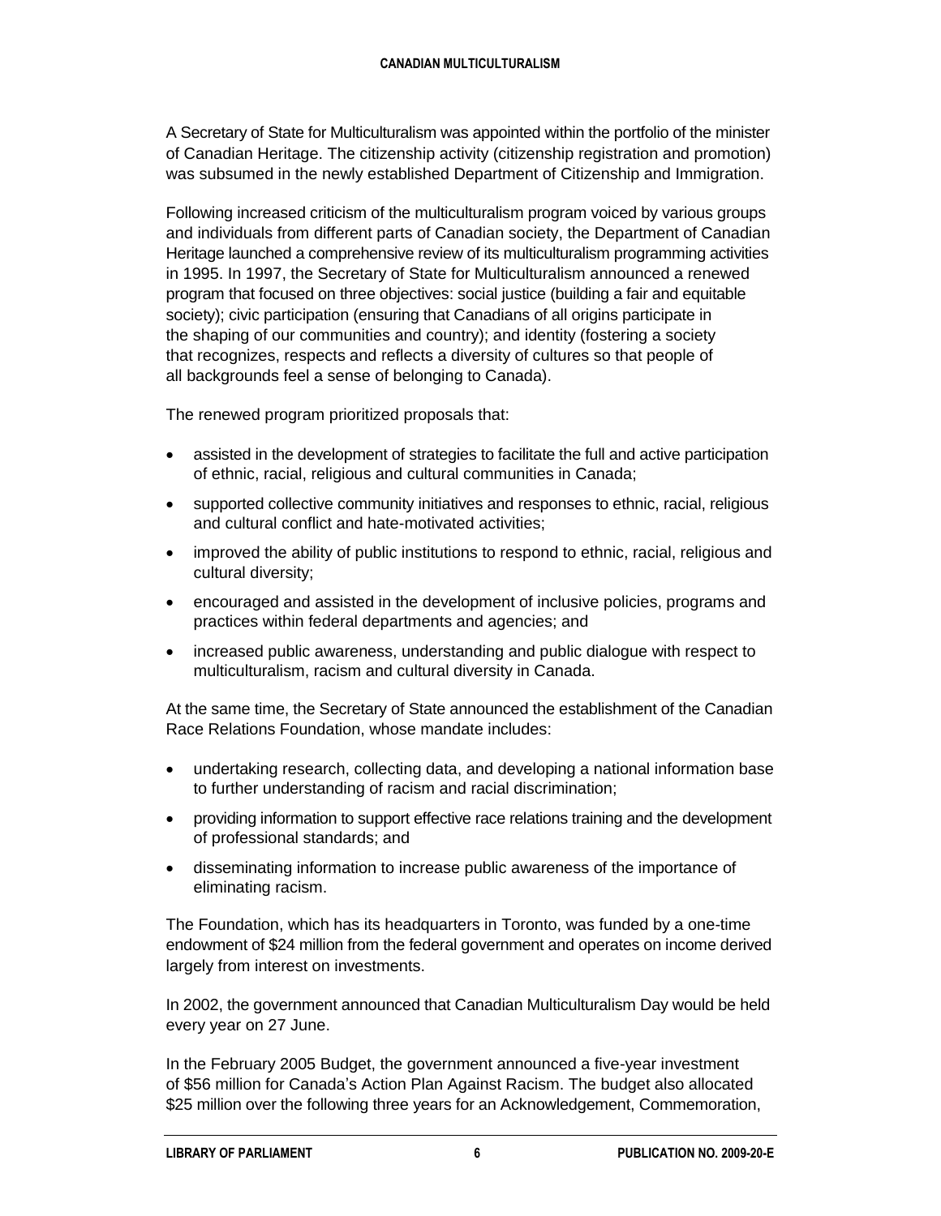A Secretary of State for Multiculturalism was appointed within the portfolio of the minister of Canadian Heritage. The citizenship activity (citizenship registration and promotion) was subsumed in the newly established Department of Citizenship and Immigration.

Following increased criticism of the multiculturalism program voiced by various groups and individuals from different parts of Canadian society, the Department of Canadian Heritage launched a comprehensive review of its multiculturalism programming activities in 1995. In 1997, the Secretary of State for Multiculturalism announced a renewed program that focused on three objectives: social justice (building a fair and equitable society); civic participation (ensuring that Canadians of all origins participate in the shaping of our communities and country); and identity (fostering a society that recognizes, respects and reflects a diversity of cultures so that people of all backgrounds feel a sense of belonging to Canada).

The renewed program prioritized proposals that:

- assisted in the development of strategies to facilitate the full and active participation of ethnic, racial, religious and cultural communities in Canada;
- supported collective community initiatives and responses to ethnic, racial, religious and cultural conflict and hate-motivated activities;
- improved the ability of public institutions to respond to ethnic, racial, religious and cultural diversity;
- encouraged and assisted in the development of inclusive policies, programs and practices within federal departments and agencies; and
- increased public awareness, understanding and public dialogue with respect to multiculturalism, racism and cultural diversity in Canada.

At the same time, the Secretary of State announced the establishment of the Canadian Race Relations Foundation, whose mandate includes:

- undertaking research, collecting data, and developing a national information base to further understanding of racism and racial discrimination;
- providing information to support effective race relations training and the development of professional standards; and
- disseminating information to increase public awareness of the importance of eliminating racism.

The Foundation, which has its headquarters in Toronto, was funded by a one-time endowment of $24 million from the federal government and operates on income derived largely from interest on investments.

In 2002, the government announced that Canadian Multiculturalism Day would be held every year on 27 June.

In the February 2005 Budget, the government announced a five-year investment of $56 million for Canada's Action Plan Against Racism. The budget also allocated $25 million over the following three years for an Acknowledgement, Commemoration,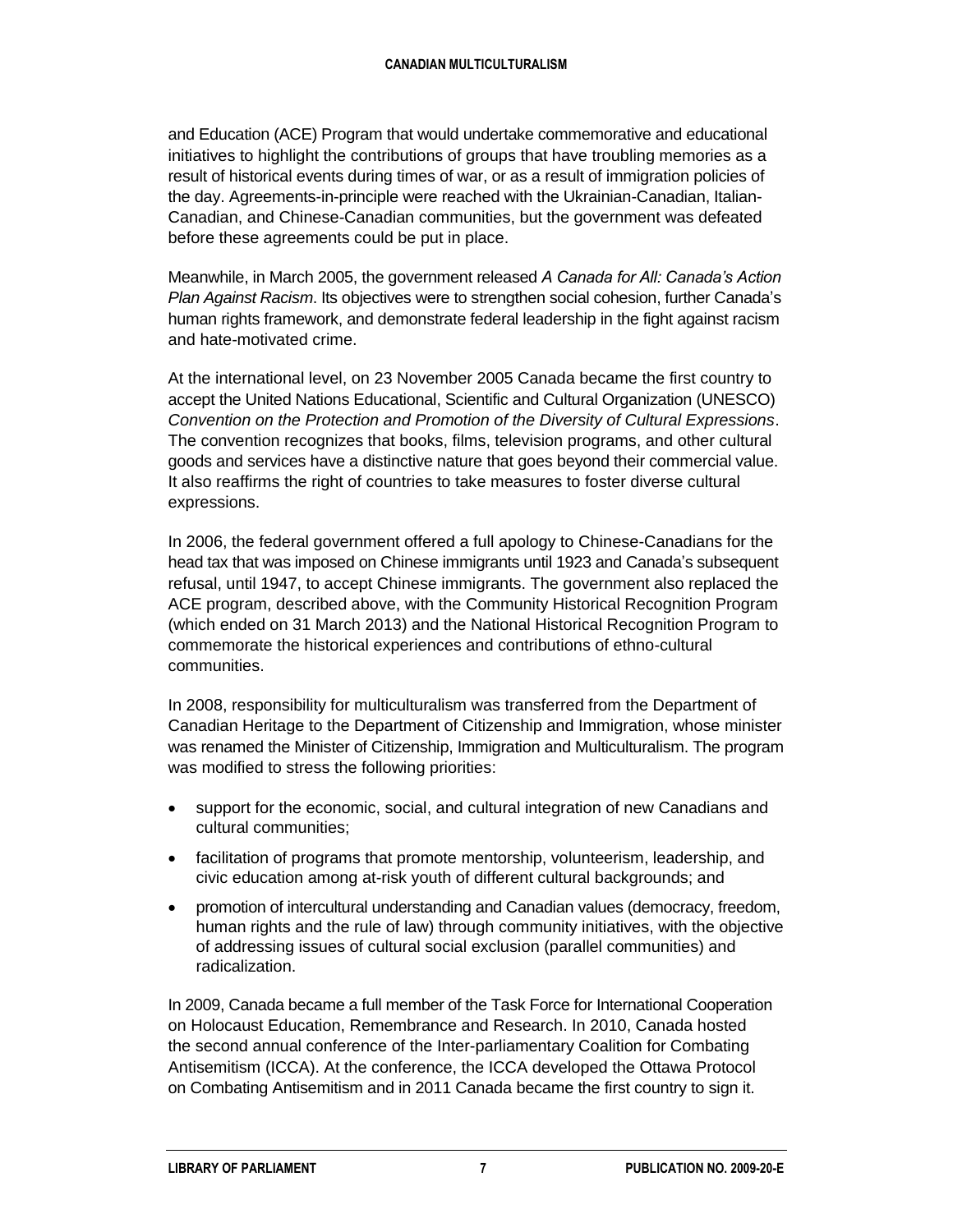and Education (ACE) Program that would undertake commemorative and educational initiatives to highlight the contributions of groups that have troubling memories as a result of historical events during times of war, or as a result of immigration policies of the day. Agreements-in-principle were reached with the Ukrainian-Canadian, Italian-Canadian, and Chinese-Canadian communities, but the government was defeated before these agreements could be put in place.

Meanwhile, in March 2005, the government released *A Canada for All: Canada's Action Plan Against Racism*. Its objectives were to strengthen social cohesion, further Canada's human rights framework, and demonstrate federal leadership in the fight against racism and hate-motivated crime.

At the international level, on 23 November 2005 Canada became the first country to accept the United Nations Educational, Scientific and Cultural Organization (UNESCO) *Convention on the Protection and Promotion of the Diversity of Cultural Expressions*. The convention recognizes that books, films, television programs, and other cultural goods and services have a distinctive nature that goes beyond their commercial value. It also reaffirms the right of countries to take measures to foster diverse cultural expressions.

In 2006, the federal government offered a full apology to Chinese-Canadians for the head tax that was imposed on Chinese immigrants until 1923 and Canada's subsequent refusal, until 1947, to accept Chinese immigrants. The government also replaced the ACE program, described above, with the Community Historical Recognition Program (which ended on 31 March 2013) and the National Historical Recognition Program to commemorate the historical experiences and contributions of ethno-cultural communities.

In 2008, responsibility for multiculturalism was transferred from the Department of Canadian Heritage to the Department of Citizenship and Immigration, whose minister was renamed the Minister of Citizenship, Immigration and Multiculturalism. The program was modified to stress the following priorities:

- support for the economic, social, and cultural integration of new Canadians and cultural communities;
- facilitation of programs that promote mentorship, volunteerism, leadership, and civic education among at-risk youth of different cultural backgrounds; and
- promotion of intercultural understanding and Canadian values (democracy, freedom, human rights and the rule of law) through community initiatives, with the objective of addressing issues of cultural social exclusion (parallel communities) and radicalization.

In 2009, Canada became a full member of the Task Force for International Cooperation on Holocaust Education, Remembrance and Research. In 2010, Canada hosted the second annual conference of the Inter-parliamentary Coalition for Combating Antisemitism (ICCA). At the conference, the ICCA developed the Ottawa Protocol on Combating Antisemitism and in 2011 Canada became the first country to sign it.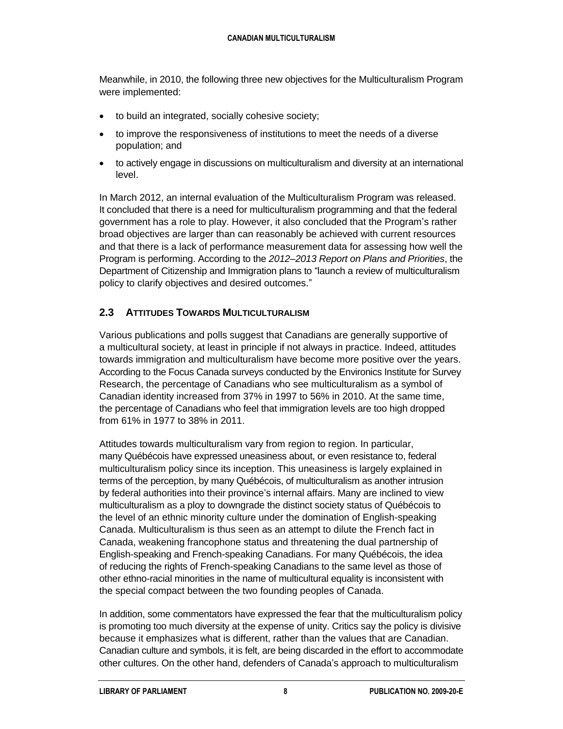Meanwhile, in 2010, the following three new objectives for the Multiculturalism Program were implemented:

- to build an integrated, socially cohesive society;
- to improve the responsiveness of institutions to meet the needs of a diverse population; and
- to actively engage in discussions on multiculturalism and diversity at an international level.

In March 2012, an internal evaluation of the Multiculturalism Program was released. It concluded that there is a need for multiculturalism programming and that the federal government has a role to play. However, it also concluded that the Program's rather broad objectives are larger than can reasonably be achieved with current resources and that there is a lack of performance measurement data for assessing how well the Program is performing. According to the *2012–2013 Report on Plans and Priorities*, the Department of Citizenship and Immigration plans to "launch a review of multiculturalism policy to clarify objectives and desired outcomes."

## 2.3 Attitudes Towards Multiculturalism

Various publications and polls suggest that Canadians are generally supportive of a multicultural society, at least in principle if not always in practice. Indeed, attitudes towards immigration and multiculturalism have become more positive over the years. According to the Focus Canada surveys conducted by the Environics Institute for Survey Research, the percentage of Canadians who see multiculturalism as a symbol of Canadian identity increased from 37% in 1997 to 56% in 2010. At the same time, the percentage of Canadians who feel that immigration levels are too high dropped from 61% in 1977 to 38% in 2011.

Attitudes towards multiculturalism vary from region to region. In particular, many Québécois have expressed uneasiness about, or even resistance to, federal multiculturalism policy since its inception. This uneasiness is largely explained in terms of the perception, by many Québécois, of multiculturalism as another intrusion by federal authorities into their province's internal affairs. Many are inclined to view multiculturalism as a ploy to downgrade the distinct society status of Québécois to the level of an ethnic minority culture under the domination of English-speaking Canada. Multiculturalism is thus seen as an attempt to dilute the French fact in Canada, weakening francophone status and threatening the dual partnership of English-speaking and French-speaking Canadians. For many Québécois, the idea of reducing the rights of French-speaking Canadians to the same level as those of other ethno-racial minorities in the name of multicultural equality is inconsistent with the special compact between the two founding peoples of Canada.

In addition, some commentators have expressed the fear that the multiculturalism policy is promoting too much diversity at the expense of unity. Critics say the policy is divisive because it emphasizes what is different, rather than the values that are Canadian. Canadian culture and symbols, it is felt, are being discarded in the effort to accommodate other cultures. On the other hand, defenders of Canada's approach to multiculturalism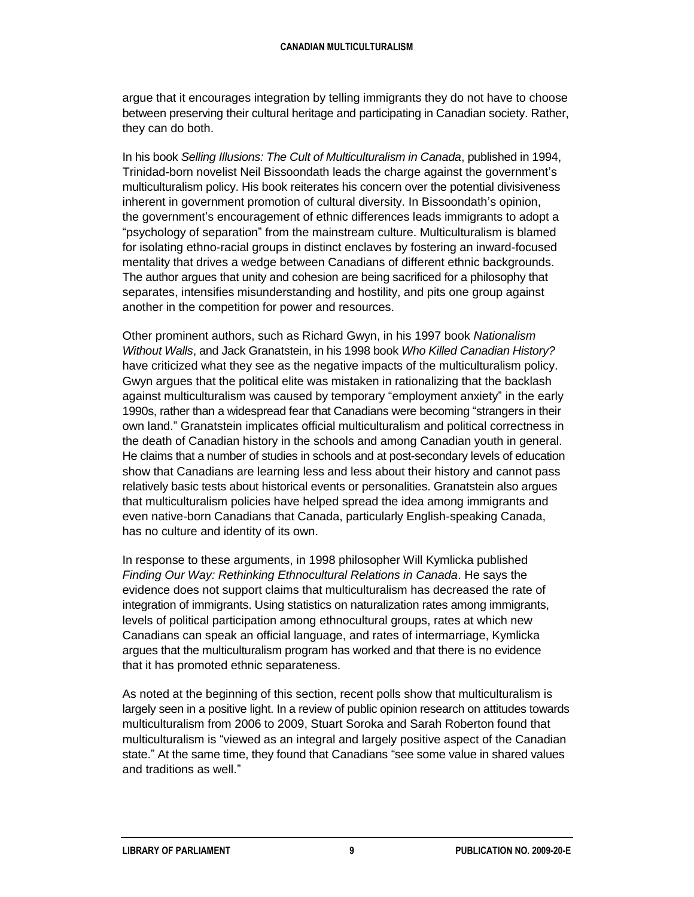argue that it encourages integration by telling immigrants they do not have to choose between preserving their cultural heritage and participating in Canadian society. Rather, they can do both.

In his book *Selling Illusions: The Cult of Multiculturalism in Canada*, published in 1994, Trinidad-born novelist Neil Bissoondath leads the charge against the government's multiculturalism policy. His book reiterates his concern over the potential divisiveness inherent in government promotion of cultural diversity. In Bissoondath's opinion, the government's encouragement of ethnic differences leads immigrants to adopt a "psychology of separation" from the mainstream culture. Multiculturalism is blamed for isolating ethno-racial groups in distinct enclaves by fostering an inward-focused mentality that drives a wedge between Canadians of different ethnic backgrounds. The author argues that unity and cohesion are being sacrificed for a philosophy that separates, intensifies misunderstanding and hostility, and pits one group against another in the competition for power and resources.

Other prominent authors, such as Richard Gwyn, in his 1997 book *Nationalism Without Walls*, and Jack Granatstein, in his 1998 book *Who Killed Canadian History?* have criticized what they see as the negative impacts of the multiculturalism policy. Gwyn argues that the political elite was mistaken in rationalizing that the backlash against multiculturalism was caused by temporary "employment anxiety" in the early 1990s, rather than a widespread fear that Canadians were becoming "strangers in their own land." Granatstein implicates official multiculturalism and political correctness in the death of Canadian history in the schools and among Canadian youth in general. He claims that a number of studies in schools and at post-secondary levels of education show that Canadians are learning less and less about their history and cannot pass relatively basic tests about historical events or personalities. Granatstein also argues that multiculturalism policies have helped spread the idea among immigrants and even native-born Canadians that Canada, particularly English-speaking Canada, has no culture and identity of its own.

In response to these arguments, in 1998 philosopher Will Kymlicka published *Finding Our Way: Rethinking Ethnocultural Relations in Canada*. He says the evidence does not support claims that multiculturalism has decreased the rate of integration of immigrants. Using statistics on naturalization rates among immigrants, levels of political participation among ethnocultural groups, rates at which new Canadians can speak an official language, and rates of intermarriage, Kymlicka argues that the multiculturalism program has worked and that there is no evidence that it has promoted ethnic separateness.

As noted at the beginning of this section, recent polls show that multiculturalism is largely seen in a positive light. In a review of public opinion research on attitudes towards multiculturalism from 2006 to 2009, Stuart Soroka and Sarah Roberton found that multiculturalism is "viewed as an integral and largely positive aspect of the Canadian state." At the same time, they found that Canadians "see some value in shared values and traditions as well."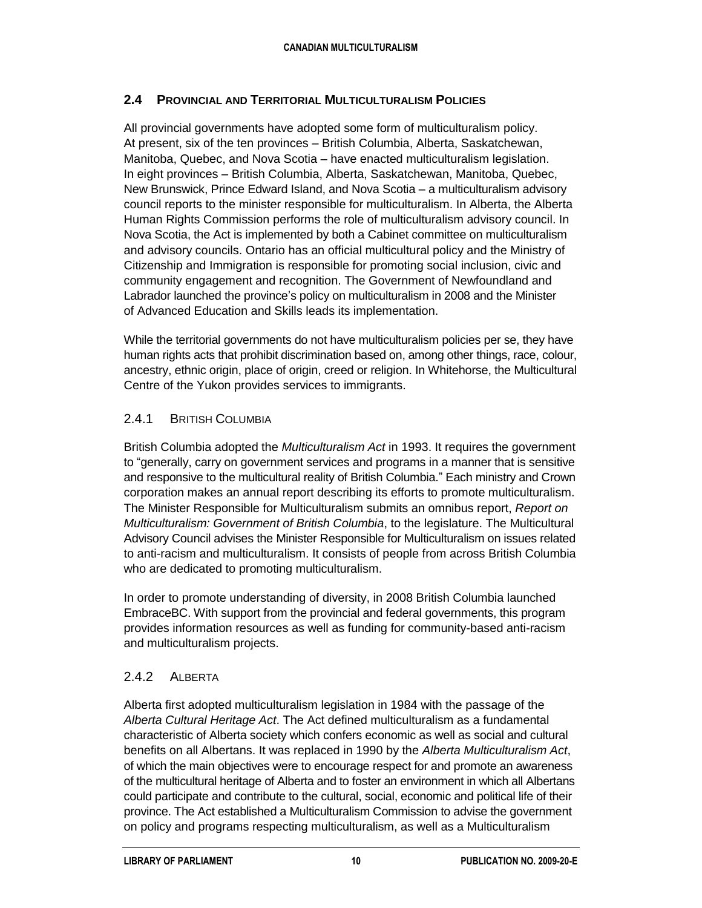## 2.4 Provincial and Territorial Multiculturalism Policies

All provincial governments have adopted some form of multiculturalism policy. At present, six of the ten provinces – British Columbia, Alberta, Saskatchewan, Manitoba, Quebec, and Nova Scotia – have enacted multiculturalism legislation. In eight provinces – British Columbia, Alberta, Saskatchewan, Manitoba, Quebec, New Brunswick, Prince Edward Island, and Nova Scotia – a multiculturalism advisory council reports to the minister responsible for multiculturalism. In Alberta, the Alberta Human Rights Commission performs the role of multiculturalism advisory council. In Nova Scotia, the Act is implemented by both a Cabinet committee on multiculturalism and advisory councils. Ontario has an official multicultural policy and the Ministry of Citizenship and Immigration is responsible for promoting social inclusion, civic and community engagement and recognition. The Government of Newfoundland and Labrador launched the province's policy on multiculturalism in 2008 and the Minister of Advanced Education and Skills leads its implementation.

While the territorial governments do not have multiculturalism policies per se, they have human rights acts that prohibit discrimination based on, among other things, race, colour, ancestry, ethnic origin, place of origin, creed or religion. In Whitehorse, the Multicultural Centre of the Yukon provides services to immigrants.

### 2.4.1 British Columbia

British Columbia adopted the *Multiculturalism Act* in 1993. It requires the government to "generally, carry on government services and programs in a manner that is sensitive and responsive to the multicultural reality of British Columbia." Each ministry and Crown corporation makes an annual report describing its efforts to promote multiculturalism. The Minister Responsible for Multiculturalism submits an omnibus report, *Report on Multiculturalism: Government of British Columbia*, to the legislature. The Multicultural Advisory Council advises the Minister Responsible for Multiculturalism on issues related to anti-racism and multiculturalism. It consists of people from across British Columbia who are dedicated to promoting multiculturalism.

In order to promote understanding of diversity, in 2008 British Columbia launched EmbraceBC. With support from the provincial and federal governments, this program provides information resources as well as funding for community-based anti-racism and multiculturalism projects.

### 2.4.2 Alberta

Alberta first adopted multiculturalism legislation in 1984 with the passage of the *Alberta Cultural Heritage Act*. The Act defined multiculturalism as a fundamental characteristic of Alberta society which confers economic as well as social and cultural benefits on all Albertans. It was replaced in 1990 by the *Alberta Multiculturalism Act*, of which the main objectives were to encourage respect for and promote an awareness of the multicultural heritage of Alberta and to foster an environment in which all Albertans could participate and contribute to the cultural, social, economic and political life of their province. The Act established a Multiculturalism Commission to advise the government on policy and programs respecting multiculturalism, as well as a Multiculturalism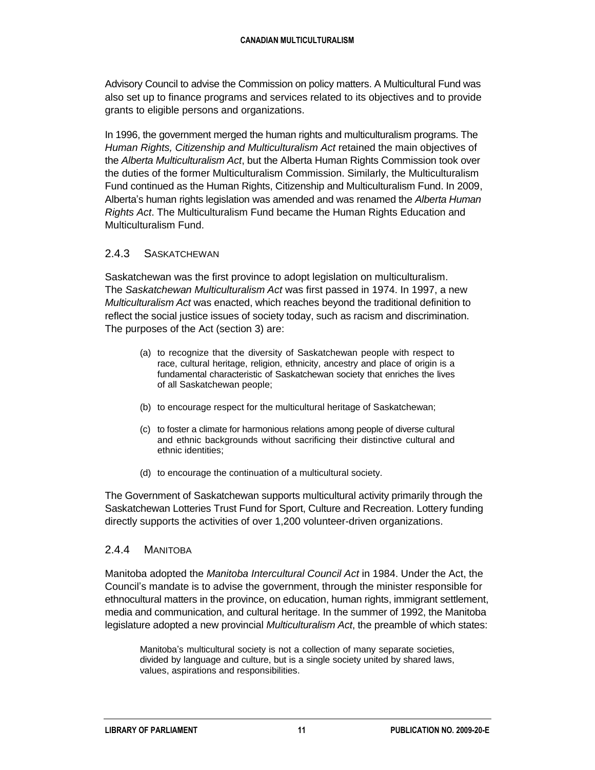Advisory Council to advise the Commission on policy matters. A Multicultural Fund was also set up to finance programs and services related to its objectives and to provide grants to eligible persons and organizations.

In 1996, the government merged the human rights and multiculturalism programs. The *Human Rights, Citizenship and Multiculturalism Act* retained the main objectives of the *Alberta Multiculturalism Act*, but the Alberta Human Rights Commission took over the duties of the former Multiculturalism Commission. Similarly, the Multiculturalism Fund continued as the Human Rights, Citizenship and Multiculturalism Fund. In 2009, Alberta's human rights legislation was amended and was renamed the *Alberta Human Rights Act*. The Multiculturalism Fund became the Human Rights Education and Multiculturalism Fund.

### 2.4.3 Saskatchewan

Saskatchewan was the first province to adopt legislation on multiculturalism. The *Saskatchewan Multiculturalism Act* was first passed in 1974. In 1997, a new *Multiculturalism Act* was enacted, which reaches beyond the traditional definition to reflect the social justice issues of society today, such as racism and discrimination. The purposes of the Act (section 3) are:

> (a) to recognize that the diversity of Saskatchewan people with respect to race, cultural heritage, religion, ethnicity, ancestry and place of origin is a fundamental characteristic of Saskatchewan society that enriches the lives of all Saskatchewan people;
>
> (b) to encourage respect for the multicultural heritage of Saskatchewan;
>
> (c) to foster a climate for harmonious relations among people of diverse cultural and ethnic backgrounds without sacrificing their distinctive cultural and ethnic identities;
>
> (d) to encourage the continuation of a multicultural society.

The Government of Saskatchewan supports multicultural activity primarily through the Saskatchewan Lotteries Trust Fund for Sport, Culture and Recreation. Lottery funding directly supports the activities of over 1,200 volunteer-driven organizations.

### 2.4.4 Manitoba

Manitoba adopted the *Manitoba Intercultural Council Act* in 1984. Under the Act, the Council's mandate is to advise the government, through the minister responsible for ethnocultural matters in the province, on education, human rights, immigrant settlement, media and communication, and cultural heritage. In the summer of 1992, the Manitoba legislature adopted a new provincial *Multiculturalism Act*, the preamble of which states:

> Manitoba's multicultural society is not a collection of many separate societies, divided by language and culture, but is a single society united by shared laws, values, aspirations and responsibilities.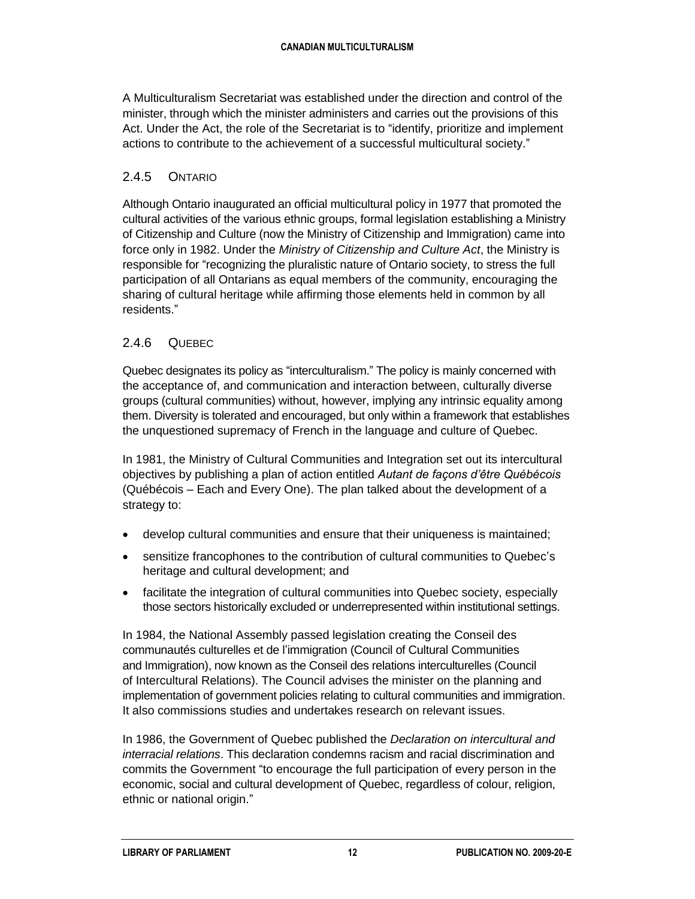A Multiculturalism Secretariat was established under the direction and control of the minister, through which the minister administers and carries out the provisions of this Act. Under the Act, the role of the Secretariat is to "identify, prioritize and implement actions to contribute to the achievement of a successful multicultural society."

### 2.4.5 Ontario

Although Ontario inaugurated an official multicultural policy in 1977 that promoted the cultural activities of the various ethnic groups, formal legislation establishing a Ministry of Citizenship and Culture (now the Ministry of Citizenship and Immigration) came into force only in 1982. Under the *Ministry of Citizenship and Culture Act*, the Ministry is responsible for "recognizing the pluralistic nature of Ontario society, to stress the full participation of all Ontarians as equal members of the community, encouraging the sharing of cultural heritage while affirming those elements held in common by all residents."

### 2.4.6 Quebec

Quebec designates its policy as "interculturalism." The policy is mainly concerned with the acceptance of, and communication and interaction between, culturally diverse groups (cultural communities) without, however, implying any intrinsic equality among them. Diversity is tolerated and encouraged, but only within a framework that establishes the unquestioned supremacy of French in the language and culture of Quebec.

In 1981, the Ministry of Cultural Communities and Integration set out its intercultural objectives by publishing a plan of action entitled *Autant de façons d'être Québécois* (Québécois – Each and Every One). The plan talked about the development of a strategy to:

- develop cultural communities and ensure that their uniqueness is maintained;
- sensitize francophones to the contribution of cultural communities to Quebec's heritage and cultural development; and
- facilitate the integration of cultural communities into Quebec society, especially those sectors historically excluded or underrepresented within institutional settings.

In 1984, the National Assembly passed legislation creating the Conseil des communautés culturelles et de l'immigration (Council of Cultural Communities and Immigration), now known as the Conseil des relations interculturelles (Council of Intercultural Relations). The Council advises the minister on the planning and implementation of government policies relating to cultural communities and immigration. It also commissions studies and undertakes research on relevant issues.

In 1986, the Government of Quebec published the *Declaration on intercultural and interracial relations*. This declaration condemns racism and racial discrimination and commits the Government "to encourage the full participation of every person in the economic, social and cultural development of Quebec, regardless of colour, religion, ethnic or national origin."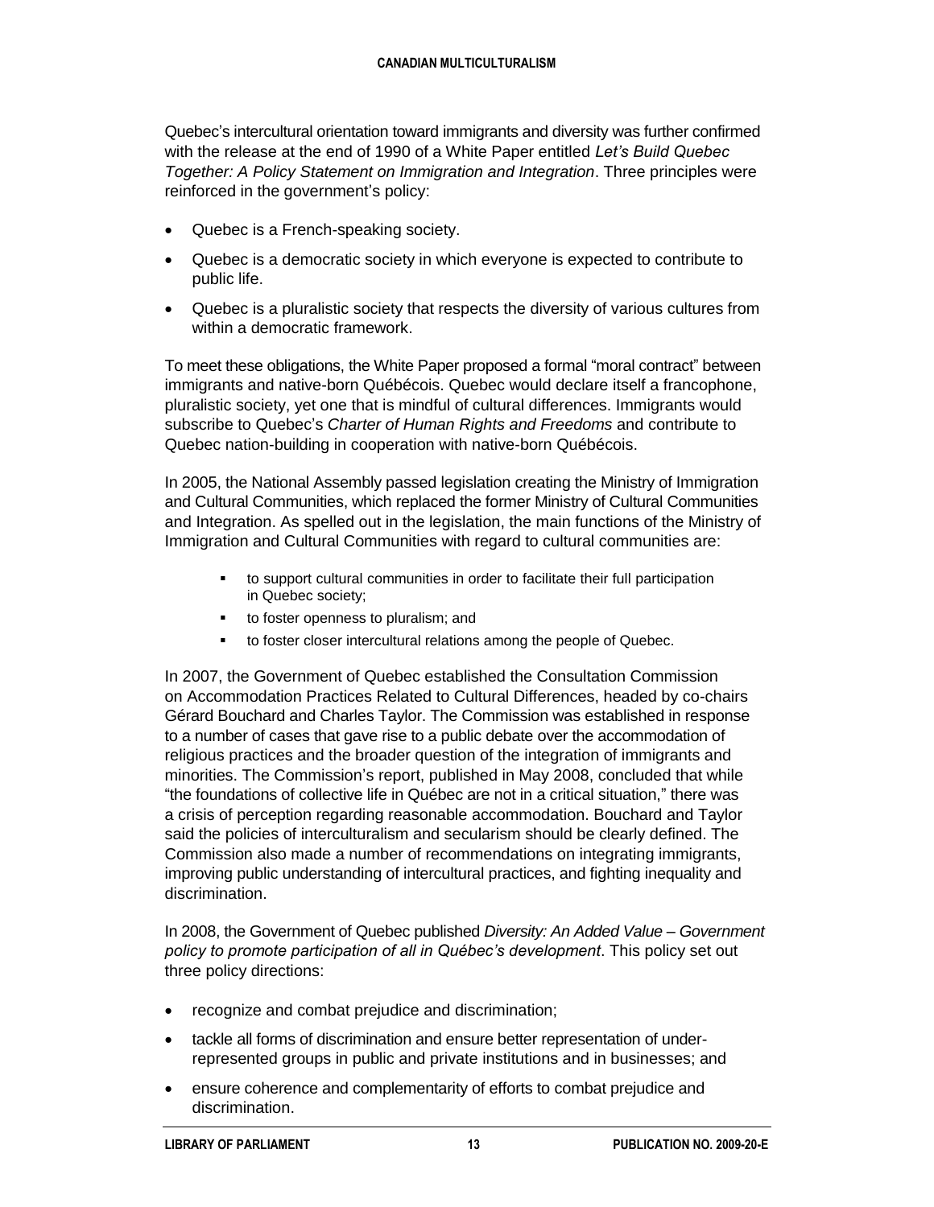Quebec's intercultural orientation toward immigrants and diversity was further confirmed with the release at the end of 1990 of a White Paper entitled *Let's Build Quebec Together: A Policy Statement on Immigration and Integration*. Three principles were reinforced in the government's policy:

- Quebec is a French-speaking society.
- Quebec is a democratic society in which everyone is expected to contribute to public life.
- Quebec is a pluralistic society that respects the diversity of various cultures from within a democratic framework.

To meet these obligations, the White Paper proposed a formal "moral contract" between immigrants and native-born Québécois. Quebec would declare itself a francophone, pluralistic society, yet one that is mindful of cultural differences. Immigrants would subscribe to Quebec's *Charter of Human Rights and Freedoms* and contribute to Quebec nation-building in cooperation with native-born Québécois.

In 2005, the National Assembly passed legislation creating the Ministry of Immigration and Cultural Communities, which replaced the former Ministry of Cultural Communities and Integration. As spelled out in the legislation, the main functions of the Ministry of Immigration and Cultural Communities with regard to cultural communities are:

- to support cultural communities in order to facilitate their full participation in Quebec society;
- to foster openness to pluralism; and
- to foster closer intercultural relations among the people of Quebec.

In 2007, the Government of Quebec established the Consultation Commission on Accommodation Practices Related to Cultural Differences, headed by co-chairs Gérard Bouchard and Charles Taylor. The Commission was established in response to a number of cases that gave rise to a public debate over the accommodation of religious practices and the broader question of the integration of immigrants and minorities. The Commission's report, published in May 2008, concluded that while "the foundations of collective life in Québec are not in a critical situation," there was a crisis of perception regarding reasonable accommodation. Bouchard and Taylor said the policies of interculturalism and secularism should be clearly defined. The Commission also made a number of recommendations on integrating immigrants, improving public understanding of intercultural practices, and fighting inequality and discrimination.

In 2008, the Government of Quebec published *Diversity: An Added Value – Government policy to promote participation of all in Québec's development*. This policy set out three policy directions:

- recognize and combat prejudice and discrimination;
- tackle all forms of discrimination and ensure better representation of under-represented groups in public and private institutions and in businesses; and
- ensure coherence and complementarity of efforts to combat prejudice and discrimination.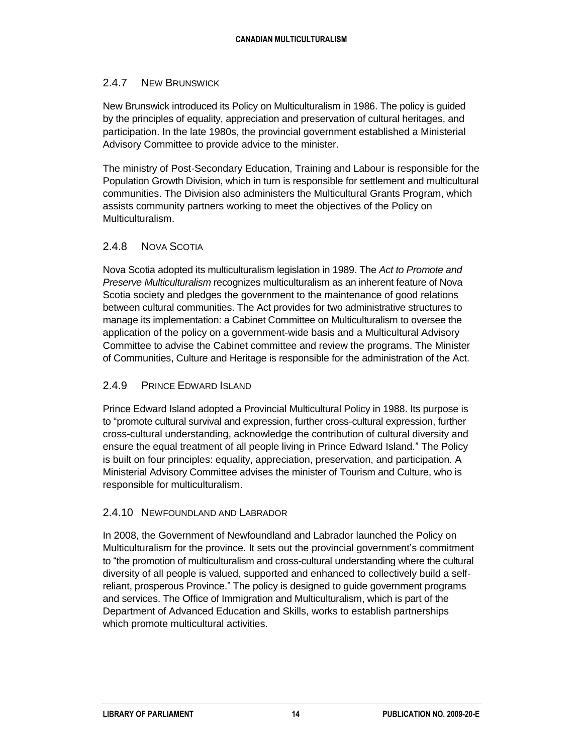### 2.4.7 New Brunswick

New Brunswick introduced its Policy on Multiculturalism in 1986. The policy is guided by the principles of equality, appreciation and preservation of cultural heritages, and participation. In the late 1980s, the provincial government established a Ministerial Advisory Committee to provide advice to the minister.

The ministry of Post-Secondary Education, Training and Labour is responsible for the Population Growth Division, which in turn is responsible for settlement and multicultural communities. The Division also administers the Multicultural Grants Program, which assists community partners working to meet the objectives of the Policy on Multiculturalism.

### 2.4.8 Nova Scotia

Nova Scotia adopted its multiculturalism legislation in 1989. The *Act to Promote and Preserve Multiculturalism* recognizes multiculturalism as an inherent feature of Nova Scotia society and pledges the government to the maintenance of good relations between cultural communities. The Act provides for two administrative structures to manage its implementation: a Cabinet Committee on Multiculturalism to oversee the application of the policy on a government-wide basis and a Multicultural Advisory Committee to advise the Cabinet committee and review the programs. The Minister of Communities, Culture and Heritage is responsible for the administration of the Act.

### 2.4.9 Prince Edward Island

Prince Edward Island adopted a Provincial Multicultural Policy in 1988. Its purpose is to "promote cultural survival and expression, further cross-cultural expression, further cross-cultural understanding, acknowledge the contribution of cultural diversity and ensure the equal treatment of all people living in Prince Edward Island." The Policy is built on four principles: equality, appreciation, preservation, and participation. A Ministerial Advisory Committee advises the minister of Tourism and Culture, who is responsible for multiculturalism.

### 2.4.10 Newfoundland and Labrador

In 2008, the Government of Newfoundland and Labrador launched the Policy on Multiculturalism for the province. It sets out the provincial government's commitment to "the promotion of multiculturalism and cross-cultural understanding where the cultural diversity of all people is valued, supported and enhanced to collectively build a self-reliant, prosperous Province." The policy is designed to guide government programs and services. The Office of Immigration and Multiculturalism, which is part of the Department of Advanced Education and Skills, works to establish partnerships which promote multicultural activities.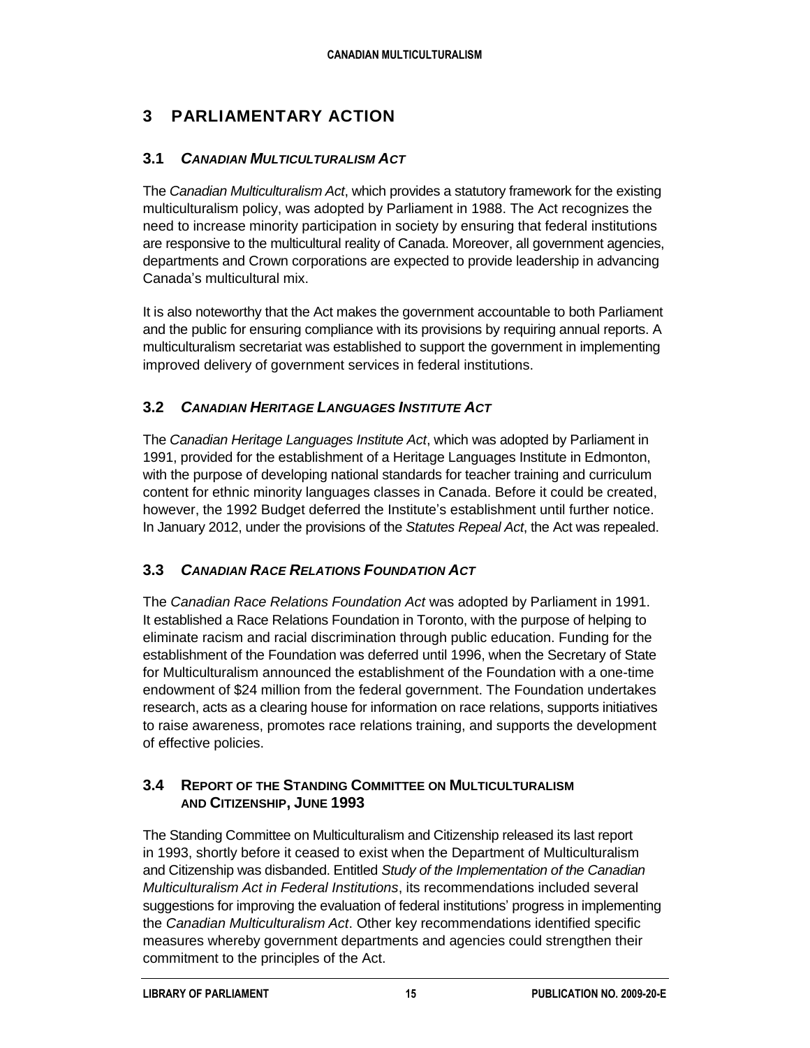# 3 PARLIAMENTARY ACTION

## 3.1 *CANADIAN MULTICULTURALISM ACT*

The *Canadian Multiculturalism Act*, which provides a statutory framework for the existing multiculturalism policy, was adopted by Parliament in 1988. The Act recognizes the need to increase minority participation in society by ensuring that federal institutions are responsive to the multicultural reality of Canada. Moreover, all government agencies, departments and Crown corporations are expected to provide leadership in advancing Canada's multicultural mix.

It is also noteworthy that the Act makes the government accountable to both Parliament and the public for ensuring compliance with its provisions by requiring annual reports. A multiculturalism secretariat was established to support the government in implementing improved delivery of government services in federal institutions.

## 3.2 *CANADIAN HERITAGE LANGUAGES INSTITUTE ACT*

The *Canadian Heritage Languages Institute Act*, which was adopted by Parliament in 1991, provided for the establishment of a Heritage Languages Institute in Edmonton, with the purpose of developing national standards for teacher training and curriculum content for ethnic minority languages classes in Canada. Before it could be created, however, the 1992 Budget deferred the Institute's establishment until further notice. In January 2012, under the provisions of the *Statutes Repeal Act*, the Act was repealed.

## 3.3 *CANADIAN RACE RELATIONS FOUNDATION ACT*

The *Canadian Race Relations Foundation Act* was adopted by Parliament in 1991. It established a Race Relations Foundation in Toronto, with the purpose of helping to eliminate racism and racial discrimination through public education. Funding for the establishment of the Foundation was deferred until 1996, when the Secretary of State for Multiculturalism announced the establishment of the Foundation with a one-time endowment of $24 million from the federal government. The Foundation undertakes research, acts as a clearing house for information on race relations, supports initiatives to raise awareness, promotes race relations training, and supports the development of effective policies.

## 3.4 REPORT OF THE STANDING COMMITTEE ON MULTICULTURALISM AND CITIZENSHIP, JUNE 1993

The Standing Committee on Multiculturalism and Citizenship released its last report in 1993, shortly before it ceased to exist when the Department of Multiculturalism and Citizenship was disbanded. Entitled *Study of the Implementation of the Canadian Multiculturalism Act in Federal Institutions*, its recommendations included several suggestions for improving the evaluation of federal institutions' progress in implementing the *Canadian Multiculturalism Act*. Other key recommendations identified specific measures whereby government departments and agencies could strengthen their commitment to the principles of the Act.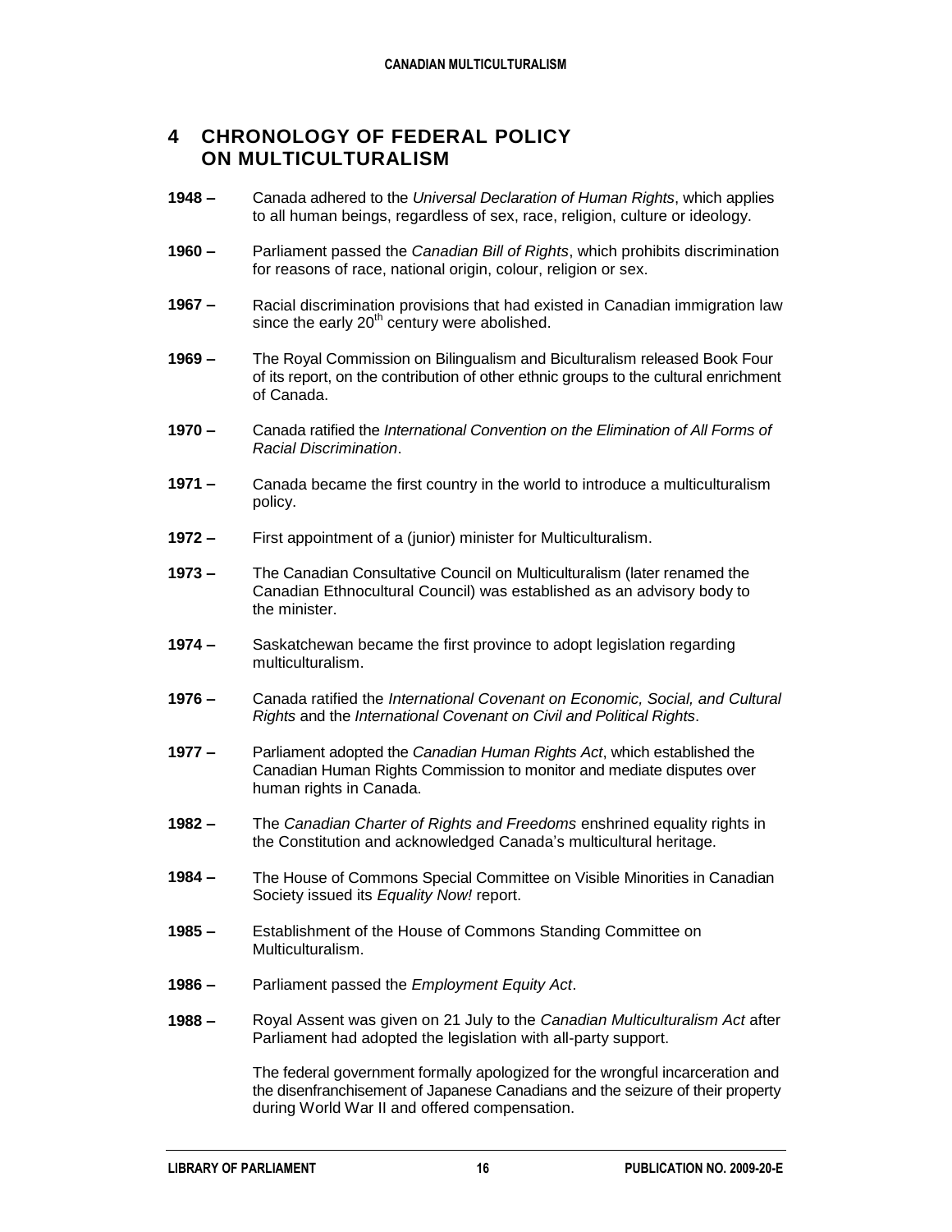## 4 CHRONOLOGY OF FEDERAL POLICY ON MULTICULTURALISM

**1948 –** Canada adhered to the *Universal Declaration of Human Rights*, which applies to all human beings, regardless of sex, race, religion, culture or ideology.

**1960 –** Parliament passed the *Canadian Bill of Rights*, which prohibits discrimination for reasons of race, national origin, colour, religion or sex.

**1967 –** Racial discrimination provisions that had existed in Canadian immigration law since the early 20th century were abolished.

**1969 –** The Royal Commission on Bilingualism and Biculturalism released Book Four of its report, on the contribution of other ethnic groups to the cultural enrichment of Canada.

**1970 –** Canada ratified the *International Convention on the Elimination of All Forms of Racial Discrimination*.

**1971 –** Canada became the first country in the world to introduce a multiculturalism policy.

**1972 –** First appointment of a (junior) minister for Multiculturalism.

**1973 –** The Canadian Consultative Council on Multiculturalism (later renamed the Canadian Ethnocultural Council) was established as an advisory body to the minister.

**1974 –** Saskatchewan became the first province to adopt legislation regarding multiculturalism.

**1976 –** Canada ratified the *International Covenant on Economic, Social, and Cultural Rights* and the *International Covenant on Civil and Political Rights*.

**1977 –** Parliament adopted the *Canadian Human Rights Act*, which established the Canadian Human Rights Commission to monitor and mediate disputes over human rights in Canada.

**1982 –** The *Canadian Charter of Rights and Freedoms* enshrined equality rights in the Constitution and acknowledged Canada's multicultural heritage.

**1984 –** The House of Commons Special Committee on Visible Minorities in Canadian Society issued its *Equality Now!* report.

**1985 –** Establishment of the House of Commons Standing Committee on Multiculturalism.

**1986 –** Parliament passed the *Employment Equity Act*.

**1988 –** Royal Assent was given on 21 July to the *Canadian Multiculturalism Act* after Parliament had adopted the legislation with all-party support.

The federal government formally apologized for the wrongful incarceration and the disenfranchisement of Japanese Canadians and the seizure of their property during World War II and offered compensation.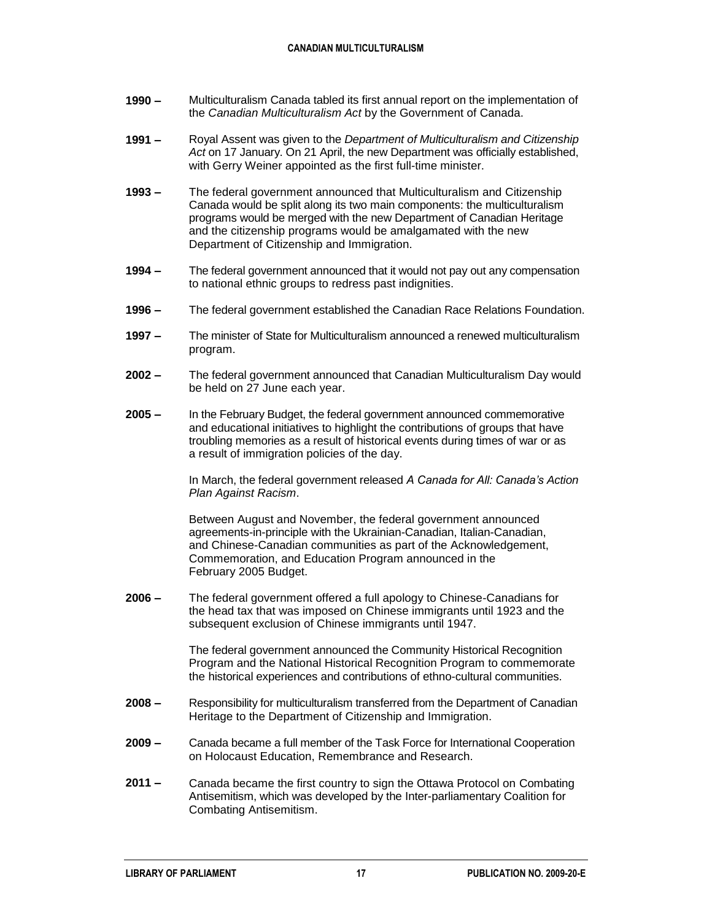**1990 –** Multiculturalism Canada tabled its first annual report on the implementation of the *Canadian Multiculturalism Act* by the Government of Canada.

**1991 –** Royal Assent was given to the *Department of Multiculturalism and Citizenship Act* on 17 January. On 21 April, the new Department was officially established, with Gerry Weiner appointed as the first full-time minister.

**1993 –** The federal government announced that Multiculturalism and Citizenship Canada would be split along its two main components: the multiculturalism programs would be merged with the new Department of Canadian Heritage and the citizenship programs would be amalgamated with the new Department of Citizenship and Immigration.

**1994 –** The federal government announced that it would not pay out any compensation to national ethnic groups to redress past indignities.

**1996 –** The federal government established the Canadian Race Relations Foundation.

**1997 –** The minister of State for Multiculturalism announced a renewed multiculturalism program.

**2002 –** The federal government announced that Canadian Multiculturalism Day would be held on 27 June each year.

**2005 –** In the February Budget, the federal government announced commemorative and educational initiatives to highlight the contributions of groups that have troubling memories as a result of historical events during times of war or as a result of immigration policies of the day.

In March, the federal government released *A Canada for All: Canada's Action Plan Against Racism*.

Between August and November, the federal government announced agreements-in-principle with the Ukrainian-Canadian, Italian-Canadian, and Chinese-Canadian communities as part of the Acknowledgement, Commemoration, and Education Program announced in the February 2005 Budget.

**2006 –** The federal government offered a full apology to Chinese-Canadians for the head tax that was imposed on Chinese immigrants until 1923 and the subsequent exclusion of Chinese immigrants until 1947.

The federal government announced the Community Historical Recognition Program and the National Historical Recognition Program to commemorate the historical experiences and contributions of ethno-cultural communities.

**2008 –** Responsibility for multiculturalism transferred from the Department of Canadian Heritage to the Department of Citizenship and Immigration.

**2009 –** Canada became a full member of the Task Force for International Cooperation on Holocaust Education, Remembrance and Research.

**2011 –** Canada became the first country to sign the Ottawa Protocol on Combating Antisemitism, which was developed by the Inter-parliamentary Coalition for Combating Antisemitism.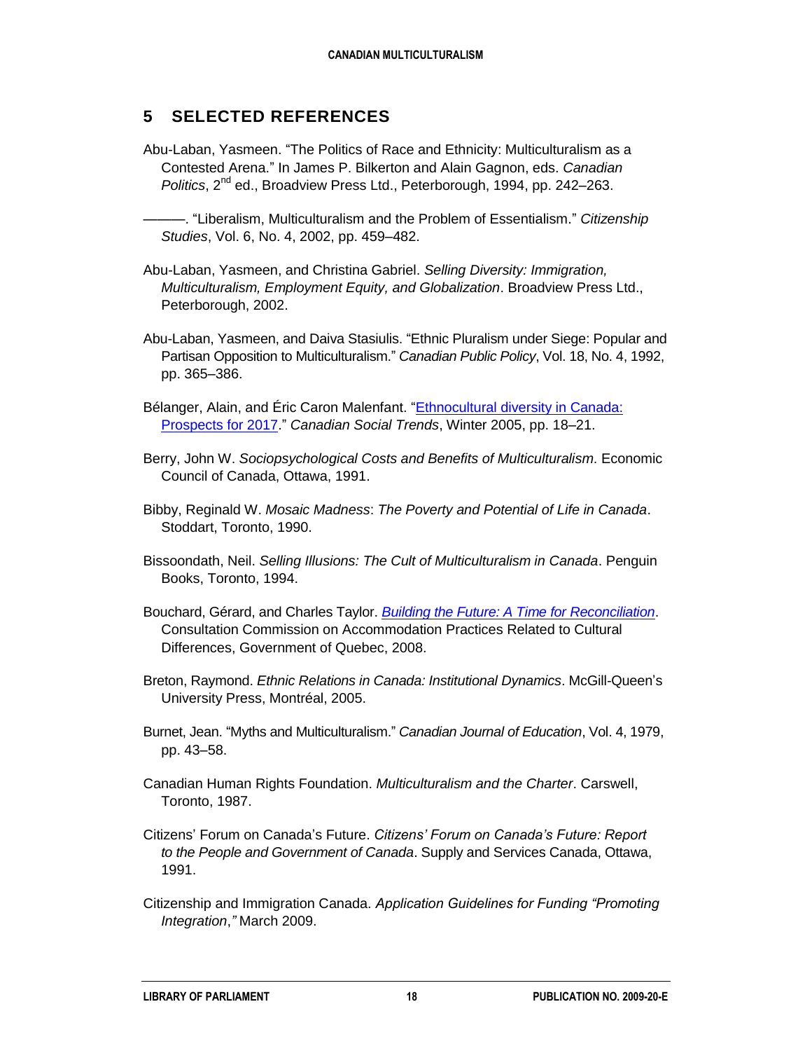## 5 SELECTED REFERENCES

Abu-Laban, Yasmeen. "The Politics of Race and Ethnicity: Multiculturalism as a Contested Arena." In James P. Bilkerton and Alain Gagnon, eds. *Canadian Politics*, 2nd ed., Broadview Press Ltd., Peterborough, 1994, pp. 242–263.

———. "Liberalism, Multiculturalism and the Problem of Essentialism." *Citizenship Studies*, Vol. 6, No. 4, 2002, pp. 459–482.

Abu-Laban, Yasmeen, and Christina Gabriel. *Selling Diversity: Immigration, Multiculturalism, Employment Equity, and Globalization*. Broadview Press Ltd., Peterborough, 2002.

Abu-Laban, Yasmeen, and Daiva Stasiulis. "Ethnic Pluralism under Siege: Popular and Partisan Opposition to Multiculturalism." *Canadian Public Policy*, Vol. 18, No. 4, 1992, pp. 365–386.

Bélanger, Alain, and Éric Caron Malenfant. "Ethnocultural diversity in Canada: Prospects for 2017." *Canadian Social Trends*, Winter 2005, pp. 18–21.

Berry, John W. *Sociopsychological Costs and Benefits of Multiculturalism*. Economic Council of Canada, Ottawa, 1991.

Bibby, Reginald W. *Mosaic Madness*: *The Poverty and Potential of Life in Canada*. Stoddart, Toronto, 1990.

Bissoondath, Neil. *Selling Illusions: The Cult of Multiculturalism in Canada*. Penguin Books, Toronto, 1994.

Bouchard, Gérard, and Charles Taylor. *Building the Future: A Time for Reconciliation*. Consultation Commission on Accommodation Practices Related to Cultural Differences, Government of Quebec, 2008.

Breton, Raymond. *Ethnic Relations in Canada: Institutional Dynamics*. McGill-Queen's University Press, Montréal, 2005.

Burnet, Jean. "Myths and Multiculturalism." *Canadian Journal of Education*, Vol. 4, 1979, pp. 43–58.

Canadian Human Rights Foundation. *Multiculturalism and the Charter*. Carswell, Toronto, 1987.

Citizens' Forum on Canada's Future. *Citizens' Forum on Canada's Future: Report to the People and Government of Canada*. Supply and Services Canada, Ottawa, 1991.

Citizenship and Immigration Canada. *Application Guidelines for Funding "Promoting Integration*,*"* March 2009.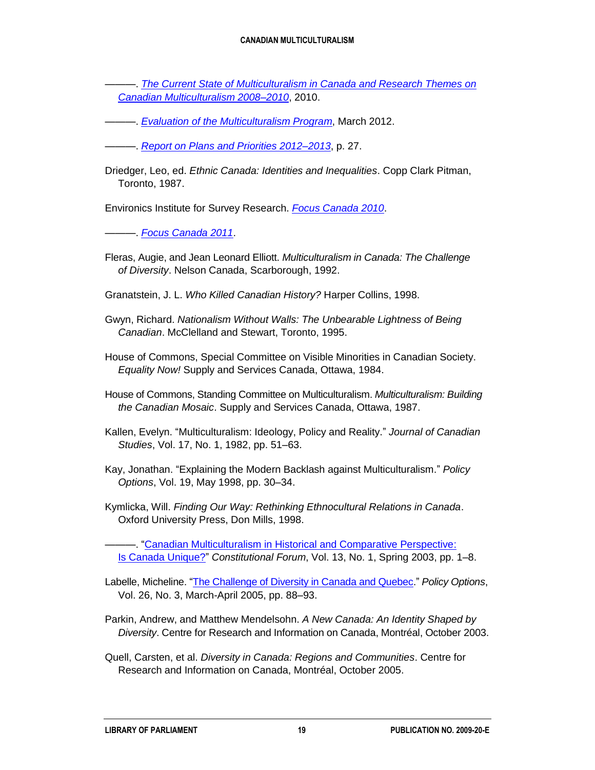———. *[The Current State of Multiculturalism in Canada and Research Themes on Canadian Multiculturalism 2008–2010](#)*, 2010.

———. *[Evaluation of the Multiculturalism Program](#)*, March 2012.

———. *[Report on Plans and Priorities 2012–2013](#)*, p. 27.

Driedger, Leo, ed. *Ethnic Canada: Identities and Inequalities*. Copp Clark Pitman, Toronto, 1987.

Environics Institute for Survey Research. *[Focus Canada 2010](#)*.

———. *[Focus Canada 2011](#)*.

Fleras, Augie, and Jean Leonard Elliott. *Multiculturalism in Canada: The Challenge of Diversity*. Nelson Canada, Scarborough, 1992.

Granatstein, J. L. *Who Killed Canadian History?* Harper Collins, 1998.

Gwyn, Richard. *Nationalism Without Walls: The Unbearable Lightness of Being Canadian*. McClelland and Stewart, Toronto, 1995.

House of Commons, Special Committee on Visible Minorities in Canadian Society. *Equality Now!* Supply and Services Canada, Ottawa, 1984.

House of Commons, Standing Committee on Multiculturalism. *Multiculturalism: Building the Canadian Mosaic*. Supply and Services Canada, Ottawa, 1987.

Kallen, Evelyn. "Multiculturalism: Ideology, Policy and Reality." *Journal of Canadian Studies*, Vol. 17, No. 1, 1982, pp. 51–63.

Kay, Jonathan. "Explaining the Modern Backlash against Multiculturalism." *Policy Options*, Vol. 19, May 1998, pp. 30–34.

Kymlicka, Will. *Finding Our Way: Rethinking Ethnocultural Relations in Canada*. Oxford University Press, Don Mills, 1998.

———. "[Canadian Multiculturalism in Historical and Comparative Perspective: Is Canada Unique?](#)" *Constitutional Forum*, Vol. 13, No. 1, Spring 2003, pp. 1–8.

Labelle, Micheline. "[The Challenge of Diversity in Canada and Quebec](#)." *Policy Options*, Vol. 26, No. 3, March-April 2005, pp. 88–93.

Parkin, Andrew, and Matthew Mendelsohn. *A New Canada: An Identity Shaped by Diversity*. Centre for Research and Information on Canada, Montréal, October 2003.

Quell, Carsten, et al. *Diversity in Canada: Regions and Communities*. Centre for Research and Information on Canada, Montréal, October 2005.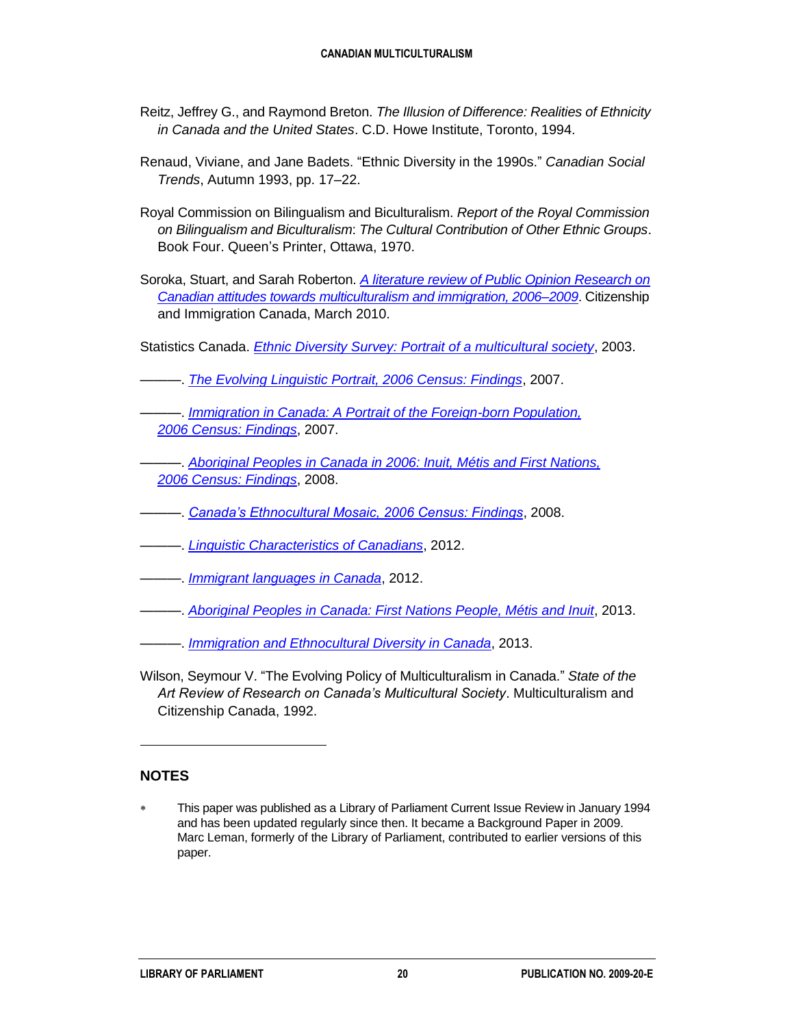Reitz, Jeffrey G., and Raymond Breton. *The Illusion of Difference: Realities of Ethnicity in Canada and the United States*. C.D. Howe Institute, Toronto, 1994.

Renaud, Viviane, and Jane Badets. "Ethnic Diversity in the 1990s." *Canadian Social Trends*, Autumn 1993, pp. 17–22.

Royal Commission on Bilingualism and Biculturalism. *Report of the Royal Commission on Bilingualism and Biculturalism*: *The Cultural Contribution of Other Ethnic Groups*. Book Four. Queen's Printer, Ottawa, 1970.

Soroka, Stuart, and Sarah Roberton. *A literature review of Public Opinion Research on Canadian attitudes towards multiculturalism and immigration, 2006–2009*. Citizenship and Immigration Canada, March 2010.

Statistics Canada. *Ethnic Diversity Survey: Portrait of a multicultural society*, 2003.

———. *The Evolving Linguistic Portrait, 2006 Census: Findings*, 2007.

———. *Immigration in Canada: A Portrait of the Foreign-born Population, 2006 Census: Findings*, 2007.

———. *Aboriginal Peoples in Canada in 2006: Inuit, Métis and First Nations, 2006 Census: Findings*, 2008.

———. *Canada's Ethnocultural Mosaic, 2006 Census: Findings*, 2008.

———. *Linguistic Characteristics of Canadians*, 2012.

———. *Immigrant languages in Canada*, 2012.

———. *Aboriginal Peoples in Canada: First Nations People, Métis and Inuit*, 2013.

———. *Immigration and Ethnocultural Diversity in Canada*, 2013.

Wilson, Seymour V. "The Evolving Policy of Multiculturalism in Canada." *State of the Art Review of Research on Canada's Multicultural Society*. Multiculturalism and Citizenship Canada, 1992.

---

## NOTES

\* This paper was published as a Library of Parliament Current Issue Review in January 1994 and has been updated regularly since then. It became a Background Paper in 2009. Marc Leman, formerly of the Library of Parliament, contributed to earlier versions of this paper.